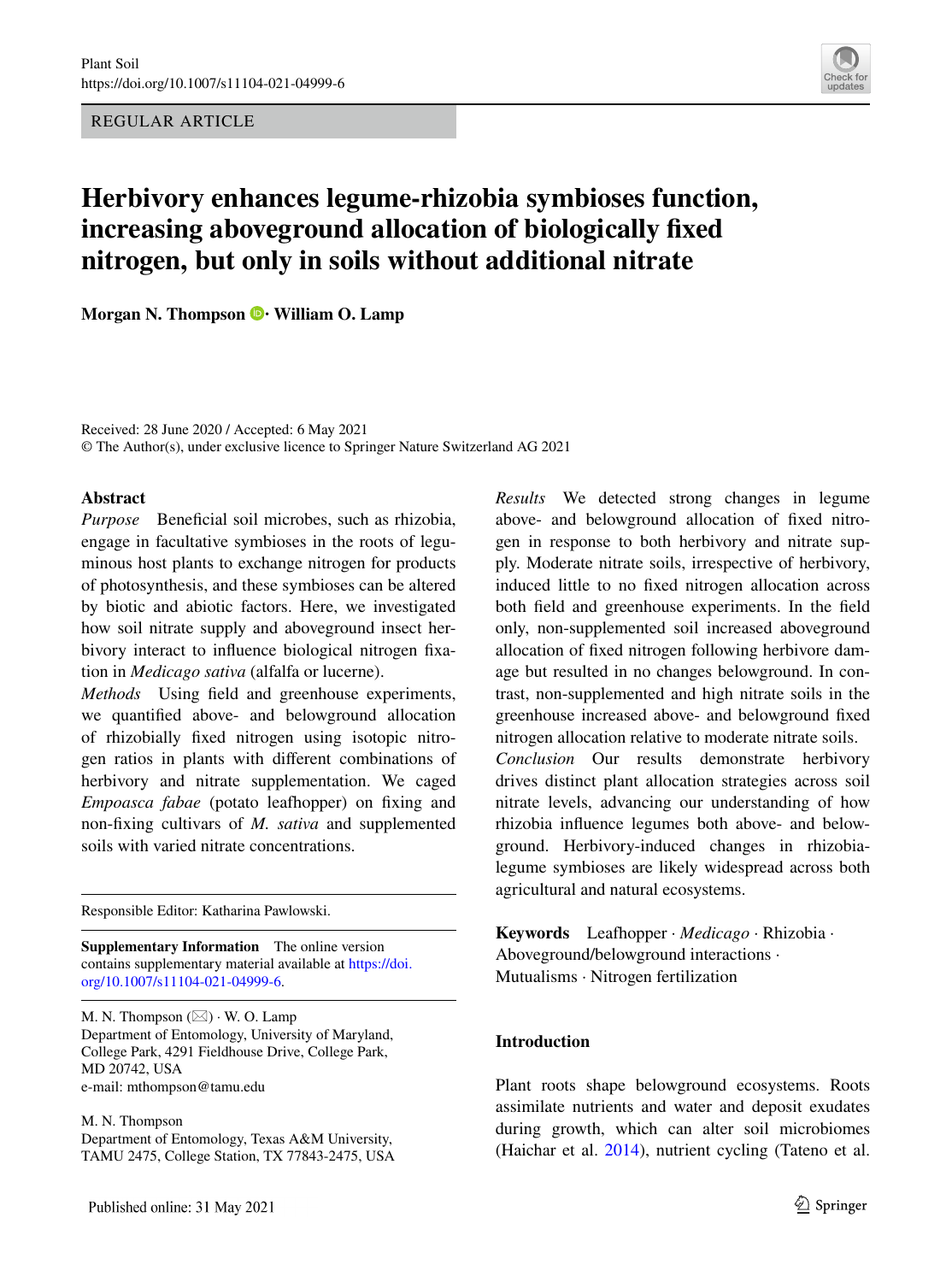REGULAR ARTICLE

# Herbivory enhances legume-rhizobia symbioses function, increasing aboveground allocation of biologically fixed nitrogen, but only in soils without additional nitrate

**Morgan N. Thompson · William O. Lamp**

Received: 28 June 2020 / Accepted: 6 May 2021
© The Author(s), under exclusive licence to Springer Nature Switzerland AG 2021

## Abstract

*Purpose* Beneficial soil microbes, such as rhizobia, engage in facultative symbioses in the roots of leguminous host plants to exchange nitrogen for products of photosynthesis, and these symbioses can be altered by biotic and abiotic factors. Here, we investigated how soil nitrate supply and aboveground insect herbivory interact to influence biological nitrogen fixation in *Medicago sativa* (alfalfa or lucerne).

*Methods* Using field and greenhouse experiments, we quantified above- and belowground allocation of rhizobially fixed nitrogen using isotopic nitrogen ratios in plants with different combinations of herbivory and nitrate supplementation. We caged *Empoasca fabae* (potato leafhopper) on fixing and non-fixing cultivars of *M. sativa* and supplemented soils with varied nitrate concentrations.

*Results* We detected strong changes in legume above- and belowground allocation of fixed nitrogen in response to both herbivory and nitrate supply. Moderate nitrate soils, irrespective of herbivory, induced little to no fixed nitrogen allocation across both field and greenhouse experiments. In the field only, non-supplemented soil increased aboveground allocation of fixed nitrogen following herbivore damage but resulted in no changes belowground. In contrast, non-supplemented and high nitrate soils in the greenhouse increased above- and belowground fixed nitrogen allocation relative to moderate nitrate soils.

*Conclusion* Our results demonstrate herbivory drives distinct plant allocation strategies across soil nitrate levels, advancing our understanding of how rhizobia influence legumes both above- and belowground. Herbivory-induced changes in rhizobia-legume symbioses are likely widespread across both agricultural and natural ecosystems.

**Keywords** Leafhopper · *Medicago* · Rhizobia · Aboveground/belowground interactions · Mutualisms · Nitrogen fertilization

Responsible Editor: Katharina Pawlowski.

**Supplementary Information** The online version contains supplementary material available at https://doi.org/10.1007/s11104-021-04999-6.

M. N. Thompson (✉) · W. O. Lamp
Department of Entomology, University of Maryland, College Park, 4291 Fieldhouse Drive, College Park, MD 20742, USA
e-mail: mthompson@tamu.edu

M. N. Thompson
Department of Entomology, Texas A&M University, TAMU 2475, College Station, TX 77843-2475, USA

## Introduction

Plant roots shape belowground ecosystems. Roots assimilate nutrients and water and deposit exudates during growth, which can alter soil microbiomes (Haichar et al. 2014), nutrient cycling (Tateno et al.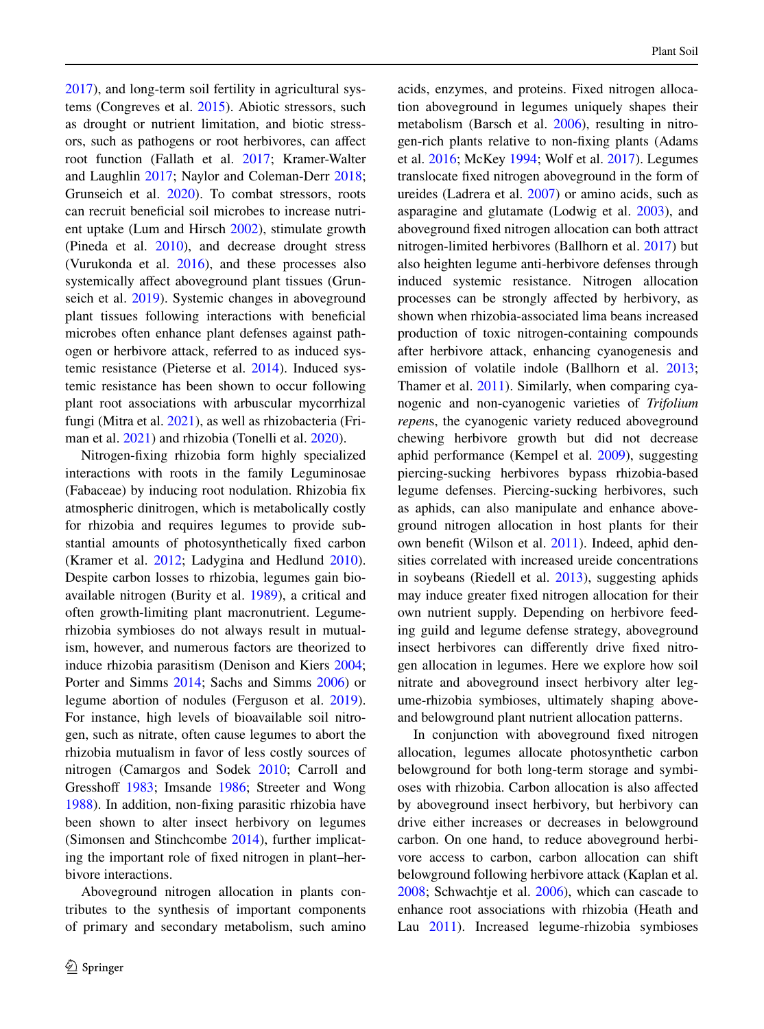2017), and long-term soil fertility in agricultural systems (Congreves et al. 2015). Abiotic stressors, such as drought or nutrient limitation, and biotic stressors, such as pathogens or root herbivores, can affect root function (Fallath et al. 2017; Kramer-Walter and Laughlin 2017; Naylor and Coleman-Derr 2018; Grunseich et al. 2020). To combat stressors, roots can recruit beneficial soil microbes to increase nutrient uptake (Lum and Hirsch 2002), stimulate growth (Pineda et al. 2010), and decrease drought stress (Vurukonda et al. 2016), and these processes also systemically affect aboveground plant tissues (Grunseich et al. 2019). Systemic changes in aboveground plant tissues following interactions with beneficial microbes often enhance plant defenses against pathogen or herbivore attack, referred to as induced systemic resistance (Pieterse et al. 2014). Induced systemic resistance has been shown to occur following plant root associations with arbuscular mycorrhizal fungi (Mitra et al. 2021), as well as rhizobacteria (Friman et al. 2021) and rhizobia (Tonelli et al. 2020).

Nitrogen-fixing rhizobia form highly specialized interactions with roots in the family Leguminosae (Fabaceae) by inducing root nodulation. Rhizobia fix atmospheric dinitrogen, which is metabolically costly for rhizobia and requires legumes to provide substantial amounts of photosynthetically fixed carbon (Kramer et al. 2012; Ladygina and Hedlund 2010). Despite carbon losses to rhizobia, legumes gain bioavailable nitrogen (Burity et al. 1989), a critical and often growth-limiting plant macronutrient. Legume-rhizobia symbioses do not always result in mutualism, however, and numerous factors are theorized to induce rhizobia parasitism (Denison and Kiers 2004; Porter and Simms 2014; Sachs and Simms 2006) or legume abortion of nodules (Ferguson et al. 2019). For instance, high levels of bioavailable soil nitrogen, such as nitrate, often cause legumes to abort the rhizobia mutualism in favor of less costly sources of nitrogen (Camargos and Sodek 2010; Carroll and Gresshoff 1983; Imsande 1986; Streeter and Wong 1988). In addition, non-fixing parasitic rhizobia have been shown to alter insect herbivory on legumes (Simonsen and Stinchcombe 2014), further implicating the important role of fixed nitrogen in plant–herbivore interactions.

Aboveground nitrogen allocation in plants contributes to the synthesis of important components of primary and secondary metabolism, such amino acids, enzymes, and proteins. Fixed nitrogen allocation aboveground in legumes uniquely shapes their metabolism (Barsch et al. 2006), resulting in nitrogen-rich plants relative to non-fixing plants (Adams et al. 2016; McKey 1994; Wolf et al. 2017). Legumes translocate fixed nitrogen aboveground in the form of ureides (Ladrera et al. 2007) or amino acids, such as asparagine and glutamate (Lodwig et al. 2003), and aboveground fixed nitrogen allocation can both attract nitrogen-limited herbivores (Ballhorn et al. 2017) but also heighten legume anti-herbivore defenses through induced systemic resistance. Nitrogen allocation processes can be strongly affected by herbivory, as shown when rhizobia-associated lima beans increased production of toxic nitrogen-containing compounds after herbivore attack, enhancing cyanogenesis and emission of volatile indole (Ballhorn et al. 2013; Thamer et al. 2011). Similarly, when comparing cyanogenic and non-cyanogenic varieties of *Trifolium repens*, the cyanogenic variety reduced aboveground chewing herbivore growth but did not decrease aphid performance (Kempel et al. 2009), suggesting piercing-sucking herbivores bypass rhizobia-based legume defenses. Piercing-sucking herbivores, such as aphids, can also manipulate and enhance aboveground nitrogen allocation in host plants for their own benefit (Wilson et al. 2011). Indeed, aphid densities correlated with increased ureide concentrations in soybeans (Riedell et al. 2013), suggesting aphids may induce greater fixed nitrogen allocation for their own nutrient supply. Depending on herbivore feeding guild and legume defense strategy, aboveground insect herbivores can differently drive fixed nitrogen allocation in legumes. Here we explore how soil nitrate and aboveground insect herbivory alter legume-rhizobia symbioses, ultimately shaping above- and belowground plant nutrient allocation patterns.

In conjunction with aboveground fixed nitrogen allocation, legumes allocate photosynthetic carbon belowground for both long-term storage and symbioses with rhizobia. Carbon allocation is also affected by aboveground insect herbivory, but herbivory can drive either increases or decreases in belowground carbon. On one hand, to reduce aboveground herbivore access to carbon, carbon allocation can shift belowground following herbivore attack (Kaplan et al. 2008; Schwachtje et al. 2006), which can cascade to enhance root associations with rhizobia (Heath and Lau 2011). Increased legume-rhizobia symbioses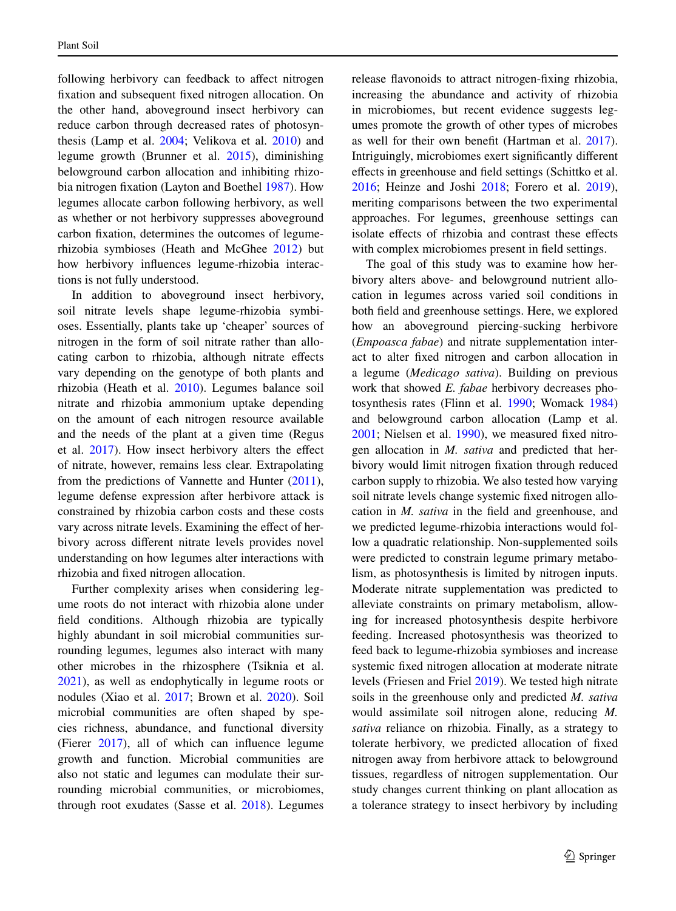following herbivory can feedback to affect nitrogen fixation and subsequent fixed nitrogen allocation. On the other hand, aboveground insect herbivory can reduce carbon through decreased rates of photosynthesis (Lamp et al. 2004; Velikova et al. 2010) and legume growth (Brunner et al. 2015), diminishing belowground carbon allocation and inhibiting rhizobia nitrogen fixation (Layton and Boethel 1987). How legumes allocate carbon following herbivory, as well as whether or not herbivory suppresses aboveground carbon fixation, determines the outcomes of legume-rhizobia symbioses (Heath and McGhee 2012) but how herbivory influences legume-rhizobia interactions is not fully understood.

In addition to aboveground insect herbivory, soil nitrate levels shape legume-rhizobia symbioses. Essentially, plants take up 'cheaper' sources of nitrogen in the form of soil nitrate rather than allocating carbon to rhizobia, although nitrate effects vary depending on the genotype of both plants and rhizobia (Heath et al. 2010). Legumes balance soil nitrate and rhizobia ammonium uptake depending on the amount of each nitrogen resource available and the needs of the plant at a given time (Regus et al. 2017). How insect herbivory alters the effect of nitrate, however, remains less clear. Extrapolating from the predictions of Vannette and Hunter (2011), legume defense expression after herbivore attack is constrained by rhizobia carbon costs and these costs vary across nitrate levels. Examining the effect of herbivory across different nitrate levels provides novel understanding on how legumes alter interactions with rhizobia and fixed nitrogen allocation.

Further complexity arises when considering legume roots do not interact with rhizobia alone under field conditions. Although rhizobia are typically highly abundant in soil microbial communities surrounding legumes, legumes also interact with many other microbes in the rhizosphere (Tsiknia et al. 2021), as well as endophytically in legume roots or nodules (Xiao et al. 2017; Brown et al. 2020). Soil microbial communities are often shaped by species richness, abundance, and functional diversity (Fierer 2017), all of which can influence legume growth and function. Microbial communities are also not static and legumes can modulate their surrounding microbial communities, or microbiomes, through root exudates (Sasse et al. 2018). Legumes release flavonoids to attract nitrogen-fixing rhizobia, increasing the abundance and activity of rhizobia in microbiomes, but recent evidence suggests legumes promote the growth of other types of microbes as well for their own benefit (Hartman et al. 2017). Intriguingly, microbiomes exert significantly different effects in greenhouse and field settings (Schittko et al. 2016; Heinze and Joshi 2018; Forero et al. 2019), meriting comparisons between the two experimental approaches. For legumes, greenhouse settings can isolate effects of rhizobia and contrast these effects with complex microbiomes present in field settings.

The goal of this study was to examine how herbivory alters above- and belowground nutrient allocation in legumes across varied soil conditions in both field and greenhouse settings. Here, we explored how an aboveground piercing-sucking herbivore (*Empoasca fabae*) and nitrate supplementation interact to alter fixed nitrogen and carbon allocation in a legume (*Medicago sativa*). Building on previous work that showed *E. fabae* herbivory decreases photosynthesis rates (Flinn et al. 1990; Womack 1984) and belowground carbon allocation (Lamp et al. 2001; Nielsen et al. 1990), we measured fixed nitrogen allocation in *M. sativa* and predicted that herbivory would limit nitrogen fixation through reduced carbon supply to rhizobia. We also tested how varying soil nitrate levels change systemic fixed nitrogen allocation in *M. sativa* in the field and greenhouse, and we predicted legume-rhizobia interactions would follow a quadratic relationship. Non-supplemented soils were predicted to constrain legume primary metabolism, as photosynthesis is limited by nitrogen inputs. Moderate nitrate supplementation was predicted to alleviate constraints on primary metabolism, allowing for increased photosynthesis despite herbivore feeding. Increased photosynthesis was theorized to feed back to legume-rhizobia symbioses and increase systemic fixed nitrogen allocation at moderate nitrate levels (Friesen and Friel 2019). We tested high nitrate soils in the greenhouse only and predicted *M. sativa* would assimilate soil nitrogen alone, reducing *M. sativa* reliance on rhizobia. Finally, as a strategy to tolerate herbivory, we predicted allocation of fixed nitrogen away from herbivore attack to belowground tissues, regardless of nitrogen supplementation. Our study changes current thinking on plant allocation as a tolerance strategy to insect herbivory by including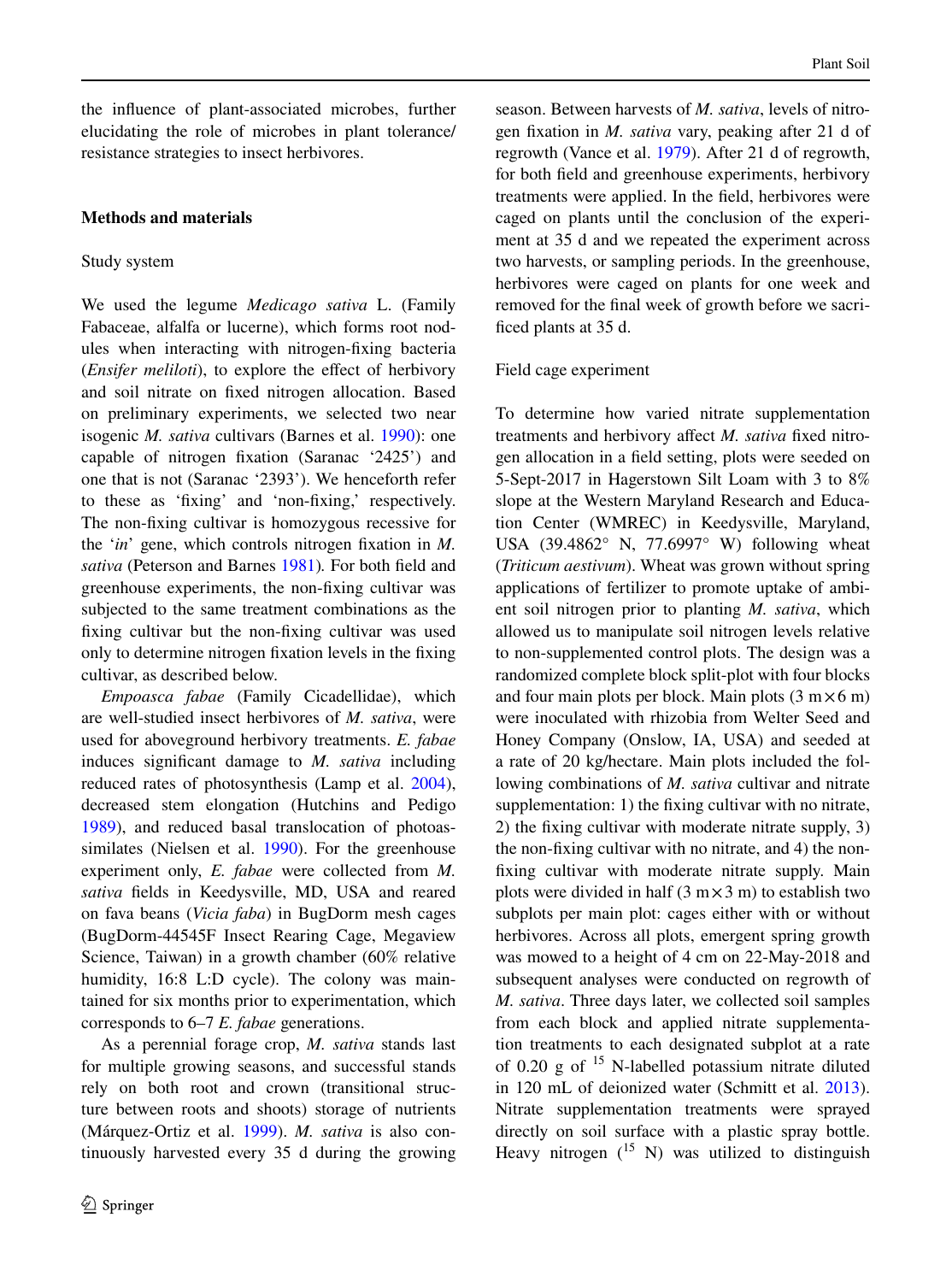the influence of plant-associated microbes, further elucidating the role of microbes in plant tolerance/resistance strategies to insect herbivores.

## Methods and materials

### Study system

We used the legume *Medicago sativa* L. (Family Fabaceae, alfalfa or lucerne), which forms root nodules when interacting with nitrogen-fixing bacteria (*Ensifer meliloti*), to explore the effect of herbivory and soil nitrate on fixed nitrogen allocation. Based on preliminary experiments, we selected two near isogenic *M. sativa* cultivars (Barnes et al. 1990): one capable of nitrogen fixation (Saranac '2425') and one that is not (Saranac '2393'). We henceforth refer to these as 'fixing' and 'non-fixing,' respectively. The non-fixing cultivar is homozygous recessive for the '*in*' gene, which controls nitrogen fixation in *M. sativa* (Peterson and Barnes 1981). For both field and greenhouse experiments, the non-fixing cultivar was subjected to the same treatment combinations as the fixing cultivar but the non-fixing cultivar was used only to determine nitrogen fixation levels in the fixing cultivar, as described below.

*Empoasca fabae* (Family Cicadellidae), which are well-studied insect herbivores of *M. sativa*, were used for aboveground herbivory treatments. *E. fabae* induces significant damage to *M. sativa* including reduced rates of photosynthesis (Lamp et al. 2004), decreased stem elongation (Hutchins and Pedigo 1989), and reduced basal translocation of photoassimilates (Nielsen et al. 1990). For the greenhouse experiment only, *E. fabae* were collected from *M. sativa* fields in Keedysville, MD, USA and reared on fava beans (*Vicia faba*) in BugDorm mesh cages (BugDorm-44545F Insect Rearing Cage, Megaview Science, Taiwan) in a growth chamber (60% relative humidity, 16:8 L:D cycle). The colony was maintained for six months prior to experimentation, which corresponds to 6–7 *E. fabae* generations.

As a perennial forage crop, *M. sativa* stands last for multiple growing seasons, and successful stands rely on both root and crown (transitional structure between roots and shoots) storage of nutrients (Márquez-Ortiz et al. 1999). *M. sativa* is also continuously harvested every 35 d during the growing season. Between harvests of *M. sativa*, levels of nitrogen fixation in *M. sativa* vary, peaking after 21 d of regrowth (Vance et al. 1979). After 21 d of regrowth, for both field and greenhouse experiments, herbivory treatments were applied. In the field, herbivores were caged on plants until the conclusion of the experiment at 35 d and we repeated the experiment across two harvests, or sampling periods. In the greenhouse, herbivores were caged on plants for one week and removed for the final week of growth before we sacrificed plants at 35 d.

### Field cage experiment

To determine how varied nitrate supplementation treatments and herbivory affect *M. sativa* fixed nitrogen allocation in a field setting, plots were seeded on 5-Sept-2017 in Hagerstown Silt Loam with 3 to 8% slope at the Western Maryland Research and Education Center (WMREC) in Keedysville, Maryland, USA (39.4862° N, 77.6997° W) following wheat (*Triticum aestivum*). Wheat was grown without spring applications of fertilizer to promote uptake of ambient soil nitrogen prior to planting *M. sativa*, which allowed us to manipulate soil nitrogen levels relative to non-supplemented control plots. The design was a randomized complete block split-plot with four blocks and four main plots per block. Main plots (3 m × 6 m) were inoculated with rhizobia from Welter Seed and Honey Company (Onslow, IA, USA) and seeded at a rate of 20 kg/hectare. Main plots included the following combinations of *M. sativa* cultivar and nitrate supplementation: 1) the fixing cultivar with no nitrate, 2) the fixing cultivar with moderate nitrate supply, 3) the non-fixing cultivar with no nitrate, and 4) the non-fixing cultivar with moderate nitrate supply. Main plots were divided in half (3 m × 3 m) to establish two subplots per main plot: cages either with or without herbivores. Across all plots, emergent spring growth was mowed to a height of 4 cm on 22-May-2018 and subsequent analyses were conducted on regrowth of *M. sativa*. Three days later, we collected soil samples from each block and applied nitrate supplementation treatments to each designated subplot at a rate of 0.20 g of $^{15}$N-labelled potassium nitrate diluted in 120 mL of deionized water (Schmitt et al. 2013). Nitrate supplementation treatments were sprayed directly on soil surface with a plastic spray bottle. Heavy nitrogen ($^{15}$N) was utilized to distinguish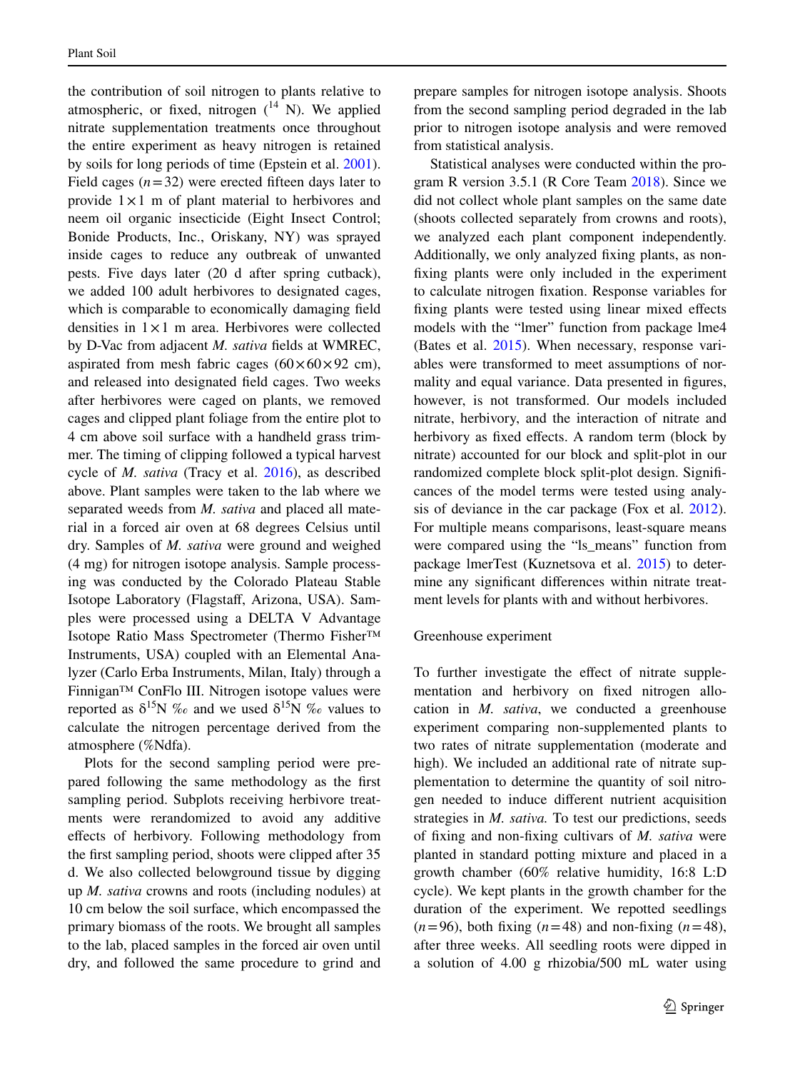the contribution of soil nitrogen to plants relative to atmospheric, or fixed, nitrogen ($^{14}$ N). We applied nitrate supplementation treatments once throughout the entire experiment as heavy nitrogen is retained by soils for long periods of time (Epstein et al. 2001). Field cages ($n=32$) were erected fifteen days later to provide $1 \times 1$ m of plant material to herbivores and neem oil organic insecticide (Eight Insect Control; Bonide Products, Inc., Oriskany, NY) was sprayed inside cages to reduce any outbreak of unwanted pests. Five days later (20 d after spring cutback), we added 100 adult herbivores to designated cages, which is comparable to economically damaging field densities in $1 \times 1$ m area. Herbivores were collected by D-Vac from adjacent *M. sativa* fields at WMREC, aspirated from mesh fabric cages ($60 \times 60 \times 92$ cm), and released into designated field cages. Two weeks after herbivores were caged on plants, we removed cages and clipped plant foliage from the entire plot to 4 cm above soil surface with a handheld grass trimmer. The timing of clipping followed a typical harvest cycle of *M. sativa* (Tracy et al. 2016), as described above. Plant samples were taken to the lab where we separated weeds from *M. sativa* and placed all material in a forced air oven at 68 degrees Celsius until dry. Samples of *M. sativa* were ground and weighed (4 mg) for nitrogen isotope analysis. Sample processing was conducted by the Colorado Plateau Stable Isotope Laboratory (Flagstaff, Arizona, USA). Samples were processed using a DELTA V Advantage Isotope Ratio Mass Spectrometer (Thermo Fisher™ Instruments, USA) coupled with an Elemental Analyzer (Carlo Erba Instruments, Milan, Italy) through a Finnigan™ ConFlo III. Nitrogen isotope values were reported as $\delta^{15}$N ‰ and we used $\delta^{15}$N ‰ values to calculate the nitrogen percentage derived from the atmosphere (%Ndfa).

Plots for the second sampling period were prepared following the same methodology as the first sampling period. Subplots receiving herbivore treatments were rerandomized to avoid any additive effects of herbivory. Following methodology from the first sampling period, shoots were clipped after 35 d. We also collected belowground tissue by digging up *M. sativa* crowns and roots (including nodules) at 10 cm below the soil surface, which encompassed the primary biomass of the roots. We brought all samples to the lab, placed samples in the forced air oven until dry, and followed the same procedure to grind and prepare samples for nitrogen isotope analysis. Shoots from the second sampling period degraded in the lab prior to nitrogen isotope analysis and were removed from statistical analysis.

Statistical analyses were conducted within the program R version 3.5.1 (R Core Team 2018). Since we did not collect whole plant samples on the same date (shoots collected separately from crowns and roots), we analyzed each plant component independently. Additionally, we only analyzed fixing plants, as non-fixing plants were only included in the experiment to calculate nitrogen fixation. Response variables for fixing plants were tested using linear mixed effects models with the "lmer" function from package lme4 (Bates et al. 2015). When necessary, response variables were transformed to meet assumptions of normality and equal variance. Data presented in figures, however, is not transformed. Our models included nitrate, herbivory, and the interaction of nitrate and herbivory as fixed effects. A random term (block by nitrate) accounted for our block and split-plot in our randomized complete block split-plot design. Significances of the model terms were tested using analysis of deviance in the car package (Fox et al. 2012). For multiple means comparisons, least-square means were compared using the "ls_means" function from package lmerTest (Kuznetsova et al. 2015) to determine any significant differences within nitrate treatment levels for plants with and without herbivores.

### Greenhouse experiment

To further investigate the effect of nitrate supplementation and herbivory on fixed nitrogen allocation in *M. sativa*, we conducted a greenhouse experiment comparing non-supplemented plants to two rates of nitrate supplementation (moderate and high). We included an additional rate of nitrate supplementation to determine the quantity of soil nitrogen needed to induce different nutrient acquisition strategies in *M. sativa.* To test our predictions, seeds of fixing and non-fixing cultivars of *M. sativa* were planted in standard potting mixture and placed in a growth chamber (60% relative humidity, 16:8 L:D cycle). We kept plants in the growth chamber for the duration of the experiment. We repotted seedlings ($n=96$), both fixing ($n=48$) and non-fixing ($n=48$), after three weeks. All seedling roots were dipped in a solution of 4.00 g rhizobia/500 mL water using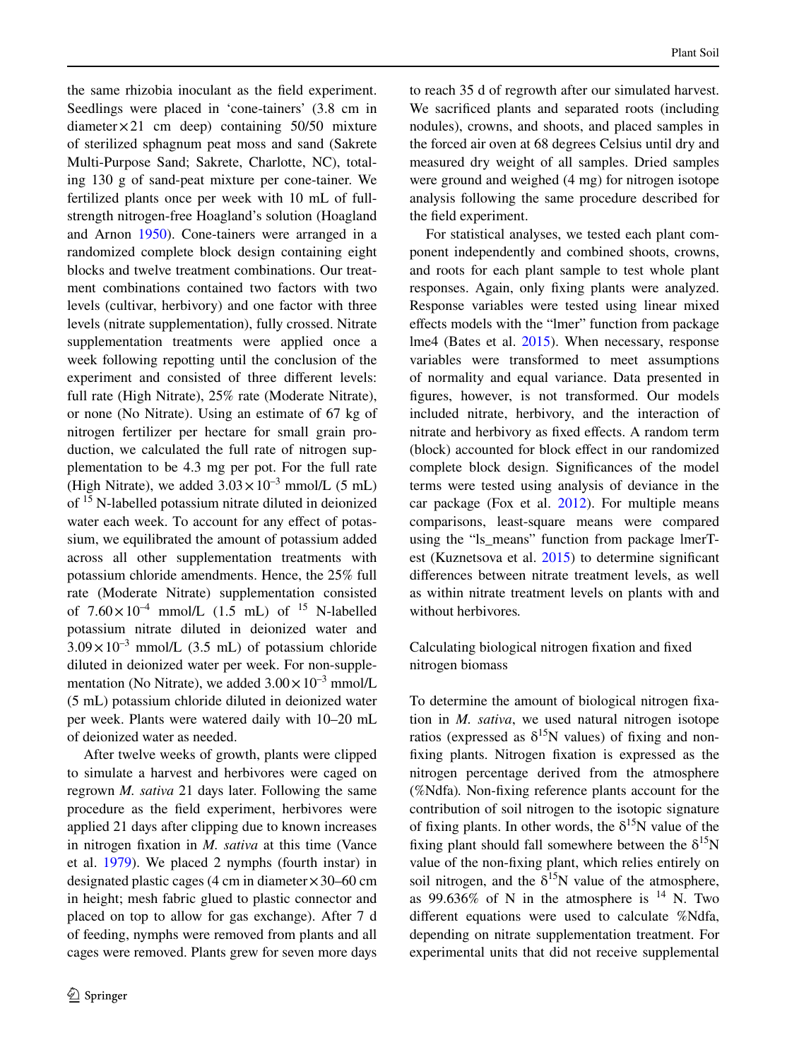the same rhizobia inoculant as the field experiment. Seedlings were placed in 'cone-tainers' (3.8 cm in diameter × 21 cm deep) containing 50/50 mixture of sterilized sphagnum peat moss and sand (Sakrete Multi-Purpose Sand; Sakrete, Charlotte, NC), totaling 130 g of sand-peat mixture per cone-tainer. We fertilized plants once per week with 10 mL of full-strength nitrogen-free Hoagland's solution (Hoagland and Arnon 1950). Cone-tainers were arranged in a randomized complete block design containing eight blocks and twelve treatment combinations. Our treatment combinations contained two factors with two levels (cultivar, herbivory) and one factor with three levels (nitrate supplementation), fully crossed. Nitrate supplementation treatments were applied once a week following repotting until the conclusion of the experiment and consisted of three different levels: full rate (High Nitrate), 25% rate (Moderate Nitrate), or none (No Nitrate). Using an estimate of 67 kg of nitrogen fertilizer per hectare for small grain production, we calculated the full rate of nitrogen supplementation to be 4.3 mg per pot. For the full rate (High Nitrate), we added $3.03 \times 10^{-3}$ mmol/L (5 mL) of $^{15}$N-labelled potassium nitrate diluted in deionized water each week. To account for any effect of potassium, we equilibrated the amount of potassium added across all other supplementation treatments with potassium chloride amendments. Hence, the 25% full rate (Moderate Nitrate) supplementation consisted of $7.60 \times 10^{-4}$ mmol/L (1.5 mL) of $^{15}$N-labelled potassium nitrate diluted in deionized water and $3.09 \times 10^{-3}$ mmol/L (3.5 mL) of potassium chloride diluted in deionized water per week. For non-supplementation (No Nitrate), we added $3.00 \times 10^{-3}$ mmol/L (5 mL) potassium chloride diluted in deionized water per week. Plants were watered daily with 10–20 mL of deionized water as needed.

After twelve weeks of growth, plants were clipped to simulate a harvest and herbivores were caged on regrown *M. sativa* 21 days later. Following the same procedure as the field experiment, herbivores were applied 21 days after clipping due to known increases in nitrogen fixation in *M. sativa* at this time (Vance et al. 1979). We placed 2 nymphs (fourth instar) in designated plastic cages (4 cm in diameter × 30–60 cm in height; mesh fabric glued to plastic connector and placed on top to allow for gas exchange). After 7 d of feeding, nymphs were removed from plants and all cages were removed. Plants grew for seven more days to reach 35 d of regrowth after our simulated harvest. We sacrificed plants and separated roots (including nodules), crowns, and shoots, and placed samples in the forced air oven at 68 degrees Celsius until dry and measured dry weight of all samples. Dried samples were ground and weighed (4 mg) for nitrogen isotope analysis following the same procedure described for the field experiment.

For statistical analyses, we tested each plant component independently and combined shoots, crowns, and roots for each plant sample to test whole plant responses. Again, only fixing plants were analyzed. Response variables were tested using linear mixed effects models with the "lmer" function from package lme4 (Bates et al. 2015). When necessary, response variables were transformed to meet assumptions of normality and equal variance. Data presented in figures, however, is not transformed. Our models included nitrate, herbivory, and the interaction of nitrate and herbivory as fixed effects. A random term (block) accounted for block effect in our randomized complete block design. Significances of the model terms were tested using analysis of deviance in the car package (Fox et al. 2012). For multiple means comparisons, least-square means were compared using the "ls_means" function from package lmerTest (Kuznetsova et al. 2015) to determine significant differences between nitrate treatment levels, as well as within nitrate treatment levels on plants with and without herbivores.

### Calculating biological nitrogen fixation and fixed nitrogen biomass

To determine the amount of biological nitrogen fixation in *M. sativa*, we used natural nitrogen isotope ratios (expressed as $\delta^{15}$N values) of fixing and non-fixing plants. Nitrogen fixation is expressed as the nitrogen percentage derived from the atmosphere (%Ndfa). Non-fixing reference plants account for the contribution of soil nitrogen to the isotopic signature of fixing plants. In other words, the $\delta^{15}$N value of the fixing plant should fall somewhere between the $\delta^{15}$N value of the non-fixing plant, which relies entirely on soil nitrogen, and the $\delta^{15}$N value of the atmosphere, as 99.636% of N in the atmosphere is $^{14}$N. Two different equations were used to calculate %Ndfa, depending on nitrate supplementation treatment. For experimental units that did not receive supplemental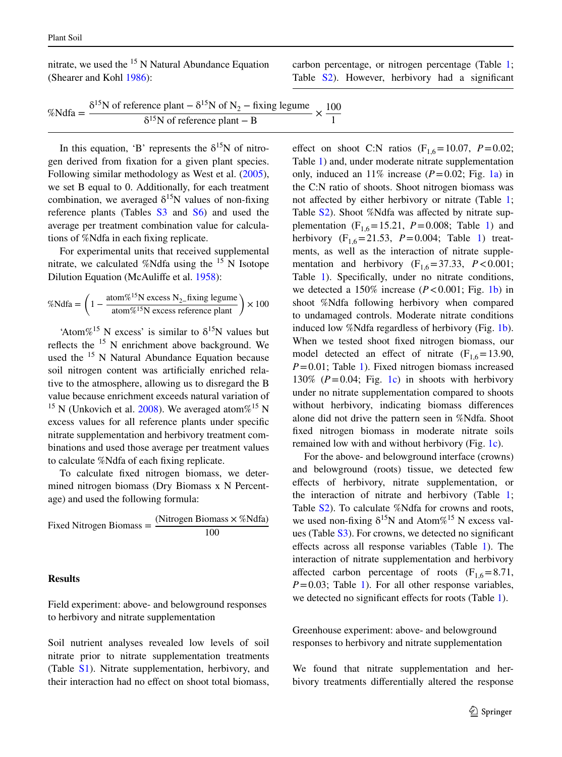nitrate, we used the $^{15}$N Natural Abundance Equation (Shearer and Kohl 1986):

$$\%Ndfa = \frac{\delta^{15}N\ \text{of reference plant} - \delta^{15}N\ \text{of}\ N_2 - \text{fixing legume}}{\delta^{15}N\ \text{of reference plant} - B} \times \frac{100}{1}$$

In this equation, 'B' represents the $\delta^{15}$N of nitrogen derived from fixation for a given plant species. Following similar methodology as West et al. (2005), we set B equal to 0. Additionally, for each treatment combination, we averaged $\delta^{15}$N values of non-fixing reference plants (Tables S3 and S6) and used the average per treatment combination value for calculations of %Ndfa in each fixing replicate.

For experimental units that received supplemental nitrate, we calculated %Ndfa using the $^{15}$N Isotope Dilution Equation (McAuliffe et al. 1958):

$$\%Ndfa = \left(1 - \frac{\text{atom}\%^{15}N\ \text{excess}\ N_2\text{\_fixing legume}}{\text{atom}\%^{15}N\ \text{excess reference plant}}\right) \times 100$$

'Atom%$^{15}$ N excess' is similar to $\delta^{15}$N values but reflects the $^{15}$N enrichment above background. We used the $^{15}$N Natural Abundance Equation because soil nitrogen content was artificially enriched relative to the atmosphere, allowing us to disregard the B value because enrichment exceeds natural variation of $^{15}$N (Unkovich et al. 2008). We averaged atom%$^{15}$N excess values for all reference plants under specific nitrate supplementation and herbivory treatment combinations and used those average per treatment values to calculate %Ndfa of each fixing replicate.

To calculate fixed nitrogen biomass, we determined nitrogen biomass (Dry Biomass x N Percentage) and used the following formula:

$$\text{Fixed Nitrogen Biomass} = \frac{(\text{Nitrogen Biomass} \times \%Ndfa)}{100}$$

## Results

### Field experiment: above- and belowground responses to herbivory and nitrate supplementation

Soil nutrient analyses revealed low levels of soil nitrate prior to nitrate supplementation treatments (Table S1). Nitrate supplementation, herbivory, and their interaction had no effect on shoot total biomass, carbon percentage, or nitrogen percentage (Table 1; Table S2). However, herbivory had a significant effect on shoot C:N ratios ($F_{1,6} = 10.07$, $P = 0.02$; Table 1) and, under moderate nitrate supplementation only, induced an 11% increase ($P = 0.02$; Fig. 1a) in the C:N ratio of shoots. Shoot nitrogen biomass was not affected by either herbivory or nitrate (Table 1; Table S2). Shoot %Ndfa was affected by nitrate supplementation ($F_{1,6} = 15.21$, $P = 0.008$; Table 1) and herbivory ($F_{1,6} = 21.53$, $P = 0.004$; Table 1) treatments, as well as the interaction of nitrate supplementation and herbivory ($F_{1,6} = 37.33$, $P < 0.001$; Table 1). Specifically, under no nitrate conditions, we detected a 150% increase ($P < 0.001$; Fig. 1b) in shoot %Ndfa following herbivory when compared to undamaged controls. Moderate nitrate conditions induced low %Ndfa regardless of herbivory (Fig. 1b). When we tested shoot fixed nitrogen biomass, our model detected an effect of nitrate ($F_{1,6} = 13.90$, $P = 0.01$; Table 1). Fixed nitrogen biomass increased 130% ($P = 0.04$; Fig. 1c) in shoots with herbivory under no nitrate supplementation compared to shoots without herbivory, indicating biomass differences alone did not drive the pattern seen in %Ndfa. Shoot fixed nitrogen biomass in moderate nitrate soils remained low with and without herbivory (Fig. 1c).

For the above- and belowground interface (crowns) and belowground (roots) tissue, we detected few effects of herbivory, nitrate supplementation, or the interaction of nitrate and herbivory (Table 1; Table S2). To calculate %Ndfa for crowns and roots, we used non-fixing $\delta^{15}$N and Atom%$^{15}$ N excess values (Table S3). For crowns, we detected no significant effects across all response variables (Table 1). The interaction of nitrate supplementation and herbivory affected carbon percentage of roots ($F_{1,6} = 8.71$, $P = 0.03$; Table 1). For all other response variables, we detected no significant effects for roots (Table 1).

### Greenhouse experiment: above- and belowground responses to herbivory and nitrate supplementation

We found that nitrate supplementation and herbivory treatments differentially altered the response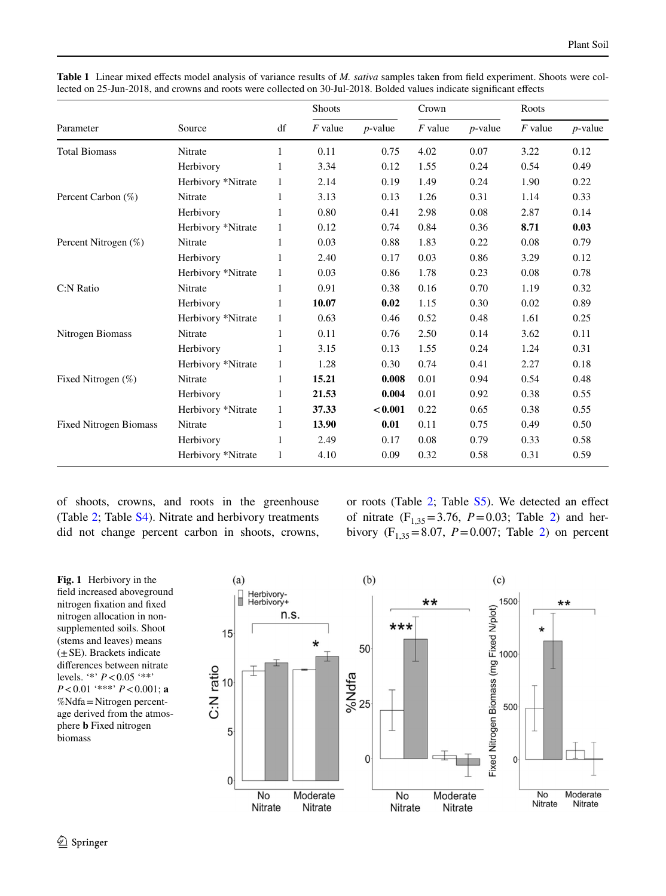**Table 1** Linear mixed effects model analysis of variance results of *M. sativa* samples taken from field experiment. Shoots were collected on 25-Jun-2018, and crowns and roots were collected on 30-Jul-2018. Bolded values indicate significant effects

| Parameter | Source | df | Shoots | | Crown | | Roots | |
|---|---|---|---|---|---|---|---|---|
| | | | *F* value | *p*-value | *F* value | *p*-value | *F* value | *p*-value |
| Total Biomass | Nitrate | 1 | 0.11 | 0.75 | 4.02 | 0.07 | 3.22 | 0.12 |
| | Herbivory | 1 | 3.34 | 0.12 | 1.55 | 0.24 | 0.54 | 0.49 |
| | Herbivory *Nitrate | 1 | 2.14 | 0.19 | 1.49 | 0.24 | 1.90 | 0.22 |
| Percent Carbon (%) | Nitrate | 1 | 3.13 | 0.13 | 1.26 | 0.31 | 1.14 | 0.33 |
| | Herbivory | 1 | 0.80 | 0.41 | 2.98 | 0.08 | 2.87 | 0.14 |
| | Herbivory *Nitrate | 1 | 0.12 | 0.74 | 0.84 | 0.36 | **8.71** | **0.03** |
| Percent Nitrogen (%) | Nitrate | 1 | 0.03 | 0.88 | 1.83 | 0.22 | 0.08 | 0.79 |
| | Herbivory | 1 | 2.40 | 0.17 | 0.03 | 0.86 | 3.29 | 0.12 |
| | Herbivory *Nitrate | 1 | 0.03 | 0.86 | 1.78 | 0.23 | 0.08 | 0.78 |
| C:N Ratio | Nitrate | 1 | 0.91 | 0.38 | 0.16 | 0.70 | 1.19 | 0.32 |
| | Herbivory | 1 | **10.07** | **0.02** | 1.15 | 0.30 | 0.02 | 0.89 |
| | Herbivory *Nitrate | 1 | 0.63 | 0.46 | 0.52 | 0.48 | 1.61 | 0.25 |
| Nitrogen Biomass | Nitrate | 1 | 0.11 | 0.76 | 2.50 | 0.14 | 3.62 | 0.11 |
| | Herbivory | 1 | 3.15 | 0.13 | 1.55 | 0.24 | 1.24 | 0.31 |
| | Herbivory *Nitrate | 1 | 1.28 | 0.30 | 0.74 | 0.41 | 2.27 | 0.18 |
| Fixed Nitrogen (%) | Nitrate | 1 | **15.21** | **0.008** | 0.01 | 0.94 | 0.54 | 0.48 |
| | Herbivory | 1 | **21.53** | **0.004** | 0.01 | 0.92 | 0.38 | 0.55 |
| | Herbivory *Nitrate | 1 | **37.33** | **< 0.001** | 0.22 | 0.65 | 0.38 | 0.55 |
| Fixed Nitrogen Biomass | Nitrate | 1 | **13.90** | **0.01** | 0.11 | 0.75 | 0.49 | 0.50 |
| | Herbivory | 1 | 2.49 | 0.17 | 0.08 | 0.79 | 0.33 | 0.58 |
| | Herbivory *Nitrate | 1 | 4.10 | 0.09 | 0.32 | 0.58 | 0.31 | 0.59 |

of shoots, crowns, and roots in the greenhouse (Table 2; Table S4). Nitrate and herbivory treatments did not change percent carbon in shoots, crowns, or roots (Table 2; Table S5). We detected an effect of nitrate ($F_{1,35}=3.76$, $P=0.03$; Table 2) and herbivory ($F_{1,35}=8.07$, $P=0.007$; Table 2) on percent

**Fig. 1** Herbivory in the field increased aboveground nitrogen fixation and fixed nitrogen allocation in non-supplemented soils. Shoot (stems and leaves) means (±SE). Brackets indicate differences between nitrate levels. '*' $P<0.05$ '**' $P<0.01$ '***' $P<0.001$; **a** %Ndfa = Nitrogen percentage derived from the atmosphere **b** Fixed nitrogen biomass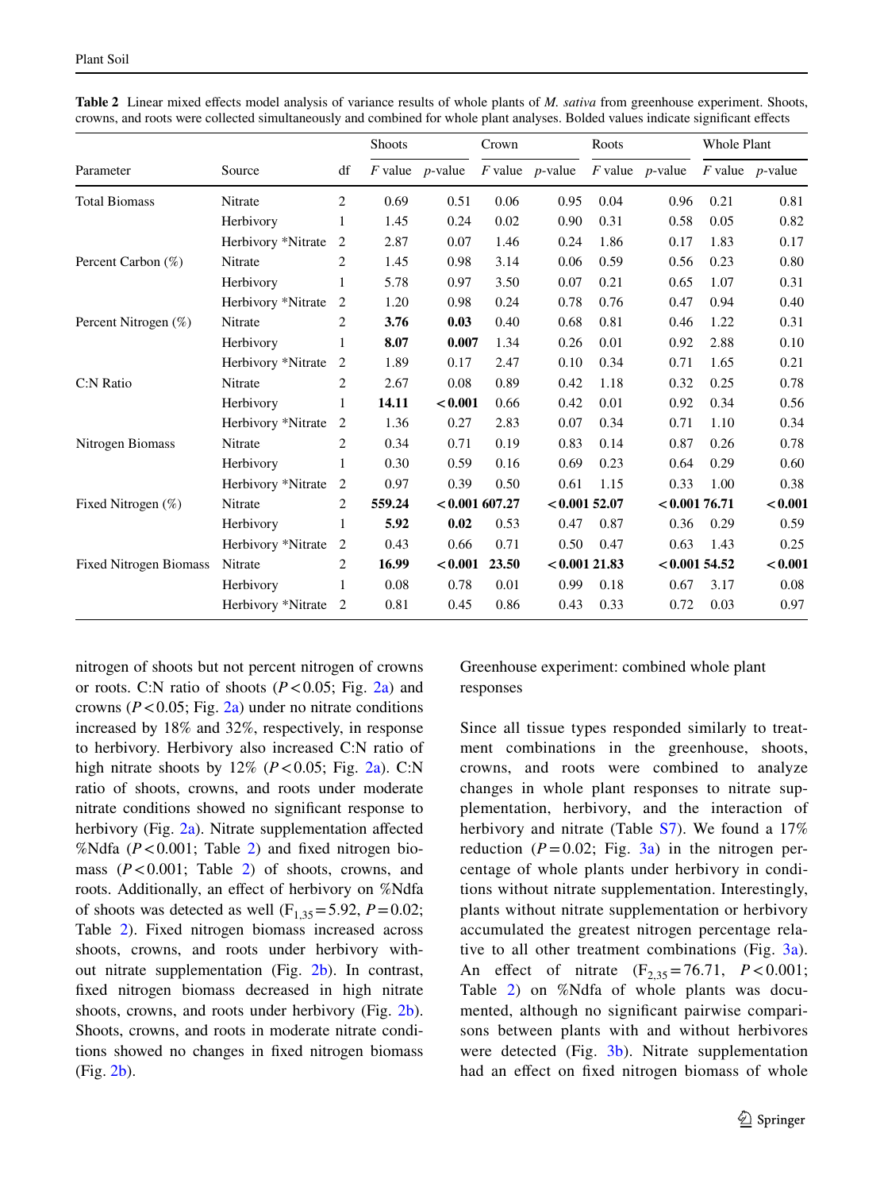**Table 2** Linear mixed effects model analysis of variance results of whole plants of *M. sativa* from greenhouse experiment. Shoots, crowns, and roots were collected simultaneously and combined for whole plant analyses. Bolded values indicate significant effects

| Parameter | Source | df | Shoots | | Crown | | Roots | | Whole Plant | |
|---|---|---|---|---|---|---|---|---|---|---|
| | | | *F* value | *p*-value | *F* value | *p*-value | *F* value | *p*-value | *F* value | *p*-value |
| Total Biomass | Nitrate | 2 | 0.69 | 0.51 | 0.06 | 0.95 | 0.04 | 0.96 | 0.21 | 0.81 |
| | Herbivory | 1 | 1.45 | 0.24 | 0.02 | 0.90 | 0.31 | 0.58 | 0.05 | 0.82 |
| | Herbivory *Nitrate | 2 | 2.87 | 0.07 | 1.46 | 0.24 | 1.86 | 0.17 | 1.83 | 0.17 |
| Percent Carbon (%) | Nitrate | 2 | 1.45 | 0.98 | 3.14 | 0.06 | 0.59 | 0.56 | 0.23 | 0.80 |
| | Herbivory | 1 | 5.78 | 0.97 | 3.50 | 0.07 | 0.21 | 0.65 | 1.07 | 0.31 |
| | Herbivory *Nitrate | 2 | 1.20 | 0.98 | 0.24 | 0.78 | 0.76 | 0.47 | 0.94 | 0.40 |
| Percent Nitrogen (%) | Nitrate | 2 | **3.76** | **0.03** | 0.40 | 0.68 | 0.81 | 0.46 | 1.22 | 0.31 |
| | Herbivory | 1 | **8.07** | **0.007** | 1.34 | 0.26 | 0.01 | 0.92 | 2.88 | 0.10 |
| | Herbivory *Nitrate | 2 | 1.89 | 0.17 | 2.47 | 0.10 | 0.34 | 0.71 | 1.65 | 0.21 |
| C:N Ratio | Nitrate | 2 | 2.67 | 0.08 | 0.89 | 0.42 | 1.18 | 0.32 | 0.25 | 0.78 |
| | Herbivory | 1 | **14.11** | **< 0.001** | 0.66 | 0.42 | 0.01 | 0.92 | 0.34 | 0.56 |
| | Herbivory *Nitrate | 2 | 1.36 | 0.27 | 2.83 | 0.07 | 0.34 | 0.71 | 1.10 | 0.34 |
| Nitrogen Biomass | Nitrate | 2 | 0.34 | 0.71 | 0.19 | 0.83 | 0.14 | 0.87 | 0.26 | 0.78 |
| | Herbivory | 1 | 0.30 | 0.59 | 0.16 | 0.69 | 0.23 | 0.64 | 0.29 | 0.60 |
| | Herbivory *Nitrate | 2 | 0.97 | 0.39 | 0.50 | 0.61 | 1.15 | 0.33 | 1.00 | 0.38 |
| Fixed Nitrogen (%) | Nitrate | 2 | **559.24** | **< 0.001** | **607.27** | **< 0.001** | **52.07** | **< 0.001** | **76.71** | **< 0.001** |
| | Herbivory | 1 | **5.92** | **0.02** | 0.53 | 0.47 | 0.87 | 0.36 | 0.29 | 0.59 |
| | Herbivory *Nitrate | 2 | 0.43 | 0.66 | 0.71 | 0.50 | 0.47 | 0.63 | 1.43 | 0.25 |
| Fixed Nitrogen Biomass | Nitrate | 2 | **16.99** | **< 0.001** | **23.50** | **< 0.001** | **21.83** | **< 0.001** | **54.52** | **< 0.001** |
| | Herbivory | 1 | 0.08 | 0.78 | 0.01 | 0.99 | 0.18 | 0.67 | 3.17 | 0.08 |
| | Herbivory *Nitrate | 2 | 0.81 | 0.45 | 0.86 | 0.43 | 0.33 | 0.72 | 0.03 | 0.97 |

nitrogen of shoots but not percent nitrogen of crowns or roots. C:N ratio of shoots ($P < 0.05$; Fig. 2a) and crowns ($P < 0.05$; Fig. 2a) under no nitrate conditions increased by 18% and 32%, respectively, in response to herbivory. Herbivory also increased C:N ratio of high nitrate shoots by 12% ($P < 0.05$; Fig. 2a). C:N ratio of shoots, crowns, and roots under moderate nitrate conditions showed no significant response to herbivory (Fig. 2a). Nitrate supplementation affected %Ndfa ($P < 0.001$; Table 2) and fixed nitrogen biomass ($P < 0.001$; Table 2) of shoots, crowns, and roots. Additionally, an effect of herbivory on %Ndfa of shoots was detected as well ($F_{1,35} = 5.92$, $P = 0.02$; Table 2). Fixed nitrogen biomass increased across shoots, crowns, and roots under herbivory without nitrate supplementation (Fig. 2b). In contrast, fixed nitrogen biomass decreased in high nitrate shoots, crowns, and roots under herbivory (Fig. 2b). Shoots, crowns, and roots in moderate nitrate conditions showed no changes in fixed nitrogen biomass (Fig. 2b).

Greenhouse experiment: combined whole plant responses

Since all tissue types responded similarly to treatment combinations in the greenhouse, shoots, crowns, and roots were combined to analyze changes in whole plant responses to nitrate supplementation, herbivory, and the interaction of herbivory and nitrate (Table S7). We found a 17% reduction ($P = 0.02$; Fig. 3a) in the nitrogen percentage of whole plants under herbivory in conditions without nitrate supplementation. Interestingly, plants without nitrate supplementation or herbivory accumulated the greatest nitrogen percentage relative to all other treatment combinations (Fig. 3a). An effect of nitrate ($F_{2,35} = 76.71$, $P < 0.001$; Table 2) on %Ndfa of whole plants was documented, although no significant pairwise comparisons between plants with and without herbivores were detected (Fig. 3b). Nitrate supplementation had an effect on fixed nitrogen biomass of whole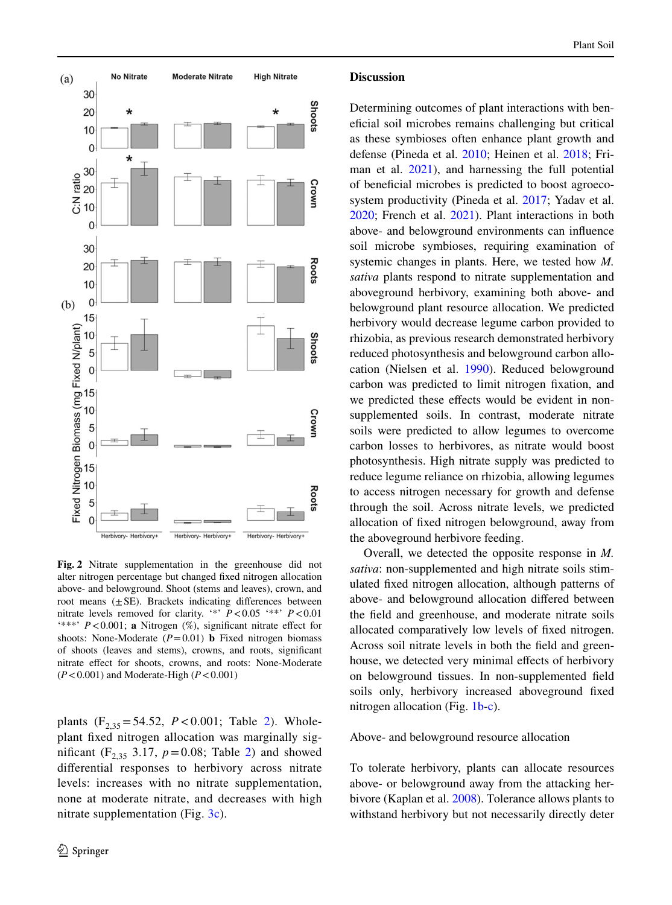**Fig. 2** Nitrate supplementation in the greenhouse did not alter nitrogen percentage but changed fixed nitrogen allocation above- and belowground. Shoot (stems and leaves), crown, and root means (±SE). Brackets indicating differences between nitrate levels removed for clarity. '*' $P < 0.05$ '**' $P < 0.01$ '***' $P < 0.001$; **a** Nitrogen (%), significant nitrate effect for shoots: None-Moderate ($P = 0.01$) **b** Fixed nitrogen biomass of shoots (leaves and stems), crowns, and roots, significant nitrate effect for shoots, crowns, and roots: None-Moderate ($P < 0.001$) and Moderate-High ($P < 0.001$)

plants ($F_{2,35} = 54.52$, $P < 0.001$; Table 2). Whole-plant fixed nitrogen allocation was marginally significant ($F_{2,35}$ 3.17, $p = 0.08$; Table 2) and showed differential responses to herbivory across nitrate levels: increases with no nitrate supplementation, none at moderate nitrate, and decreases with high nitrate supplementation (Fig. 3c).

## Discussion

Determining outcomes of plant interactions with beneficial soil microbes remains challenging but critical as these symbioses often enhance plant growth and defense (Pineda et al. 2010; Heinen et al. 2018; Friman et al. 2021), and harnessing the full potential of beneficial microbes is predicted to boost agroecosystem productivity (Pineda et al. 2017; Yadav et al. 2020; French et al. 2021). Plant interactions in both above- and belowground environments can influence soil microbe symbioses, requiring examination of systemic changes in plants. Here, we tested how *M. sativa* plants respond to nitrate supplementation and aboveground herbivory, examining both above- and belowground plant resource allocation. We predicted herbivory would decrease legume carbon provided to rhizobia, as previous research demonstrated herbivory reduced photosynthesis and belowground carbon allocation (Nielsen et al. 1990). Reduced belowground carbon was predicted to limit nitrogen fixation, and we predicted these effects would be evident in non-supplemented soils. In contrast, moderate nitrate soils were predicted to allow legumes to overcome carbon losses to herbivores, as nitrate would boost photosynthesis. High nitrate supply was predicted to reduce legume reliance on rhizobia, allowing legumes to access nitrogen necessary for growth and defense through the soil. Across nitrate levels, we predicted allocation of fixed nitrogen belowground, away from the aboveground herbivore feeding.

Overall, we detected the opposite response in *M. sativa*: non-supplemented and high nitrate soils stimulated fixed nitrogen allocation, although patterns of above- and belowground allocation differed between the field and greenhouse, and moderate nitrate soils allocated comparatively low levels of fixed nitrogen. Across soil nitrate levels in both the field and greenhouse, we detected very minimal effects of herbivory on belowground tissues. In non-supplemented field soils only, herbivory increased aboveground fixed nitrogen allocation (Fig. 1b-c).

### Above- and belowground resource allocation

To tolerate herbivory, plants can allocate resources above- or belowground away from the attacking herbivore (Kaplan et al. 2008). Tolerance allows plants to withstand herbivory but not necessarily directly deter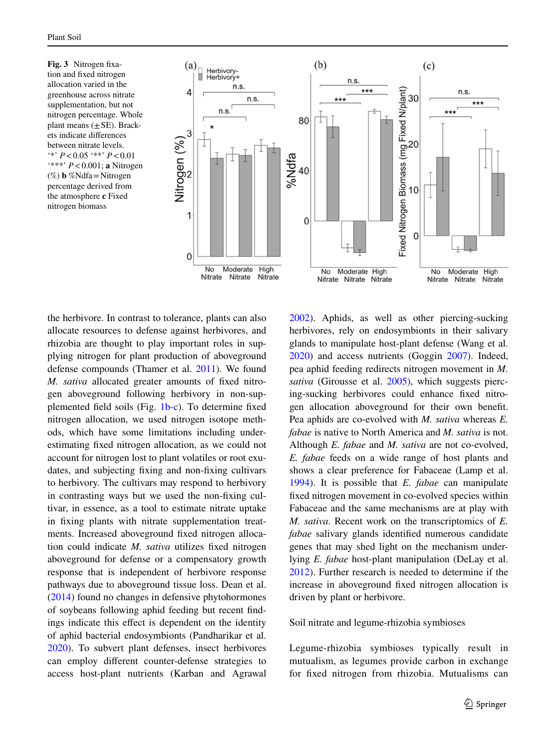**Fig. 3** Nitrogen fixation and fixed nitrogen allocation varied in the greenhouse across nitrate supplementation, but not nitrogen percentage. Whole plant means (±SE). Brackets indicate differences between nitrate levels. '*' $P<0.05$ '**' $P<0.01$ '***' $P<0.001$; **a** Nitrogen (%) **b** %Ndfa = Nitrogen percentage derived from the atmosphere **c** Fixed nitrogen biomass

the herbivore. In contrast to tolerance, plants can also allocate resources to defense against herbivores, and rhizobia are thought to play important roles in supplying nitrogen for plant production of aboveground defense compounds (Thamer et al. 2011). We found *M. sativa* allocated greater amounts of fixed nitrogen aboveground following herbivory in non-supplemented field soils (Fig. 1b-c). To determine fixed nitrogen allocation, we used nitrogen isotope methods, which have some limitations including underestimating fixed nitrogen allocation, as we could not account for nitrogen lost to plant volatiles or root exudates, and subjecting fixing and non-fixing cultivars to herbivory. The cultivars may respond to herbivory in contrasting ways but we used the non-fixing cultivar, in essence, as a tool to estimate nitrate uptake in fixing plants with nitrate supplementation treatments. Increased aboveground fixed nitrogen allocation could indicate *M. sativa* utilizes fixed nitrogen aboveground for defense or a compensatory growth response that is independent of herbivore response pathways due to aboveground tissue loss. Dean et al. (2014) found no changes in defensive phytohormones of soybeans following aphid feeding but recent findings indicate this effect is dependent on the identity of aphid bacterial endosymbionts (Pandharikar et al. 2020). To subvert plant defenses, insect herbivores can employ different counter-defense strategies to access host-plant nutrients (Karban and Agrawal 2002). Aphids, as well as other piercing-sucking herbivores, rely on endosymbionts in their salivary glands to manipulate host-plant defense (Wang et al. 2020) and access nutrients (Goggin 2007). Indeed, pea aphid feeding redirects nitrogen movement in *M. sativa* (Girousse et al. 2005), which suggests piercing-sucking herbivores could enhance fixed nitrogen allocation aboveground for their own benefit. Pea aphids are co-evolved with *M. sativa* whereas *E. fabae* is native to North America and *M. sativa* is not. Although *E. fabae* and *M. sativa* are not co-evolved, *E. fabae* feeds on a wide range of host plants and shows a clear preference for Fabaceae (Lamp et al. 1994). It is possible that *E. fabae* can manipulate fixed nitrogen movement in co-evolved species within Fabaceae and the same mechanisms are at play with *M. sativa*. Recent work on the transcriptomics of *E. fabae* salivary glands identified numerous candidate genes that may shed light on the mechanism underlying *E. fabae* host-plant manipulation (DeLay et al. 2012). Further research is needed to determine if the increase in aboveground fixed nitrogen allocation is driven by plant or herbivore.

## Soil nitrate and legume-rhizobia symbioses

Legume-rhizobia symbioses typically result in mutualism, as legumes provide carbon in exchange for fixed nitrogen from rhizobia. Mutualisms can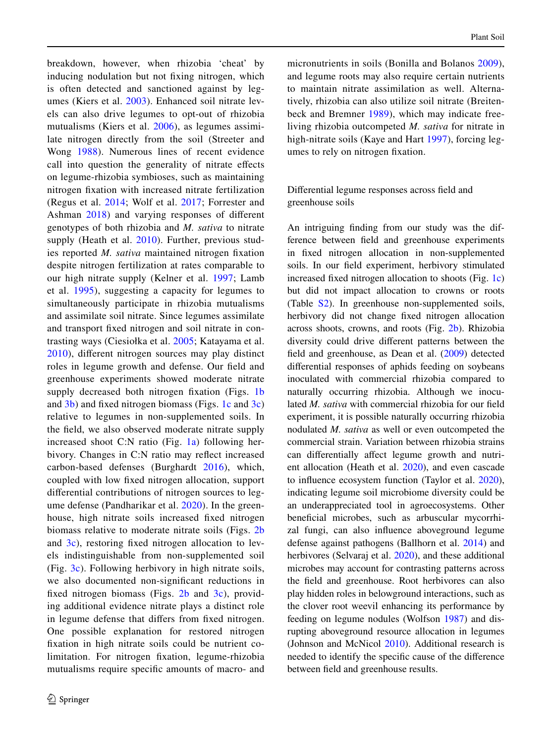breakdown, however, when rhizobia 'cheat' by inducing nodulation but not fixing nitrogen, which is often detected and sanctioned against by legumes (Kiers et al. 2003). Enhanced soil nitrate levels can also drive legumes to opt-out of rhizobia mutualisms (Kiers et al. 2006), as legumes assimilate nitrogen directly from the soil (Streeter and Wong 1988). Numerous lines of recent evidence call into question the generality of nitrate effects on legume-rhizobia symbioses, such as maintaining nitrogen fixation with increased nitrate fertilization (Regus et al. 2014; Wolf et al. 2017; Forrester and Ashman 2018) and varying responses of different genotypes of both rhizobia and *M. sativa* to nitrate supply (Heath et al. 2010). Further, previous studies reported *M. sativa* maintained nitrogen fixation despite nitrogen fertilization at rates comparable to our high nitrate supply (Kelner et al. 1997; Lamb et al. 1995), suggesting a capacity for legumes to simultaneously participate in rhizobia mutualisms and assimilate soil nitrate. Since legumes assimilate and transport fixed nitrogen and soil nitrate in contrasting ways (Ciesiołka et al. 2005; Katayama et al. 2010), different nitrogen sources may play distinct roles in legume growth and defense. Our field and greenhouse experiments showed moderate nitrate supply decreased both nitrogen fixation (Figs. 1b and 3b) and fixed nitrogen biomass (Figs. 1c and 3c) relative to legumes in non-supplemented soils. In the field, we also observed moderate nitrate supply increased shoot C:N ratio (Fig. 1a) following herbivory. Changes in C:N ratio may reflect increased carbon-based defenses (Burghardt 2016), which, coupled with low fixed nitrogen allocation, support differential contributions of nitrogen sources to legume defense (Pandharikar et al. 2020). In the greenhouse, high nitrate soils increased fixed nitrogen biomass relative to moderate nitrate soils (Figs. 2b and 3c), restoring fixed nitrogen allocation to levels indistinguishable from non-supplemented soil (Fig. 3c). Following herbivory in high nitrate soils, we also documented non-significant reductions in fixed nitrogen biomass (Figs. 2b and 3c), providing additional evidence nitrate plays a distinct role in legume defense that differs from fixed nitrogen. One possible explanation for restored nitrogen fixation in high nitrate soils could be nutrient co-limitation. For nitrogen fixation, legume-rhizobia mutualisms require specific amounts of macro- and micronutrients in soils (Bonilla and Bolanos 2009), and legume roots may also require certain nutrients to maintain nitrate assimilation as well. Alternatively, rhizobia can also utilize soil nitrate (Breitenbeck and Bremner 1989), which may indicate free-living rhizobia outcompeted *M. sativa* for nitrate in high-nitrate soils (Kaye and Hart 1997), forcing legumes to rely on nitrogen fixation.

### Differential legume responses across field and greenhouse soils

An intriguing finding from our study was the difference between field and greenhouse experiments in fixed nitrogen allocation in non-supplemented soils. In our field experiment, herbivory stimulated increased fixed nitrogen allocation to shoots (Fig. 1c) but did not impact allocation to crowns or roots (Table S2). In greenhouse non-supplemented soils, herbivory did not change fixed nitrogen allocation across shoots, crowns, and roots (Fig. 2b). Rhizobia diversity could drive different patterns between the field and greenhouse, as Dean et al. (2009) detected differential responses of aphids feeding on soybeans inoculated with commercial rhizobia compared to naturally occurring rhizobia. Although we inoculated *M. sativa* with commercial rhizobia for our field experiment, it is possible naturally occurring rhizobia nodulated *M. sativa* as well or even outcompeted the commercial strain. Variation between rhizobia strains can differentially affect legume growth and nutrient allocation (Heath et al. 2020), and even cascade to influence ecosystem function (Taylor et al. 2020), indicating legume soil microbiome diversity could be an underappreciated tool in agroecosystems. Other beneficial microbes, such as arbuscular mycorrhizal fungi, can also influence aboveground legume defense against pathogens (Ballhorn et al. 2014) and herbivores (Selvaraj et al. 2020), and these additional microbes may account for contrasting patterns across the field and greenhouse. Root herbivores can also play hidden roles in belowground interactions, such as the clover root weevil enhancing its performance by feeding on legume nodules (Wolfson 1987) and disrupting aboveground resource allocation in legumes (Johnson and McNicol 2010). Additional research is needed to identify the specific cause of the difference between field and greenhouse results.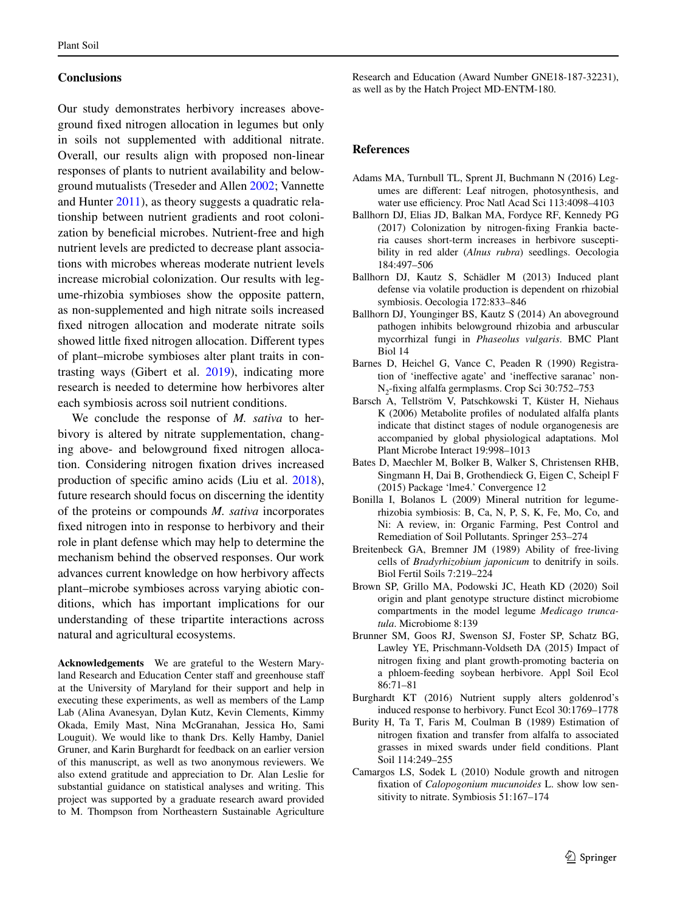## Conclusions

Our study demonstrates herbivory increases aboveground fixed nitrogen allocation in legumes but only in soils not supplemented with additional nitrate. Overall, our results align with proposed non-linear responses of plants to nutrient availability and belowground mutualists (Treseder and Allen 2002; Vannette and Hunter 2011), as theory suggests a quadratic relationship between nutrient gradients and root colonization by beneficial microbes. Nutrient-free and high nutrient levels are predicted to decrease plant associations with microbes whereas moderate nutrient levels increase microbial colonization. Our results with legume-rhizobia symbioses show the opposite pattern, as non-supplemented and high nitrate soils increased fixed nitrogen allocation and moderate nitrate soils showed little fixed nitrogen allocation. Different types of plant–microbe symbioses alter plant traits in contrasting ways (Gibert et al. 2019), indicating more research is needed to determine how herbivores alter each symbiosis across soil nutrient conditions.

We conclude the response of *M. sativa* to herbivory is altered by nitrate supplementation, changing above- and belowground fixed nitrogen allocation. Considering nitrogen fixation drives increased production of specific amino acids (Liu et al. 2018), future research should focus on discerning the identity of the proteins or compounds *M. sativa* incorporates fixed nitrogen into in response to herbivory and their role in plant defense which may help to determine the mechanism behind the observed responses. Our work advances current knowledge on how herbivory affects plant–microbe symbioses across varying abiotic conditions, which has important implications for our understanding of these tripartite interactions across natural and agricultural ecosystems.

**Acknowledgements** We are grateful to the Western Maryland Research and Education Center staff and greenhouse staff at the University of Maryland for their support and help in executing these experiments, as well as members of the Lamp Lab (Alina Avanesyan, Dylan Kutz, Kevin Clements, Kimmy Okada, Emily Mast, Nina McGranahan, Jessica Ho, Sami Louguit). We would like to thank Drs. Kelly Hamby, Daniel Gruner, and Karin Burghardt for feedback on an earlier version of this manuscript, as well as two anonymous reviewers. We also extend gratitude and appreciation to Dr. Alan Leslie for substantial guidance on statistical analyses and writing. This project was supported by a graduate research award provided to M. Thompson from Northeastern Sustainable Agriculture Research and Education (Award Number GNE18-187-32231), as well as by the Hatch Project MD-ENTM-180.

## References

Adams MA, Turnbull TL, Sprent JI, Buchmann N (2016) Legumes are different: Leaf nitrogen, photosynthesis, and water use efficiency. Proc Natl Acad Sci 113:4098–4103

Ballhorn DJ, Elias JD, Balkan MA, Fordyce RF, Kennedy PG (2017) Colonization by nitrogen-fixing Frankia bacteria causes short-term increases in herbivore susceptibility in red alder (*Alnus rubra*) seedlings. Oecologia 184:497–506

Ballhorn DJ, Kautz S, Schädler M (2013) Induced plant defense via volatile production is dependent on rhizobial symbiosis. Oecologia 172:833–846

Ballhorn DJ, Younginger BS, Kautz S (2014) An aboveground pathogen inhibits belowground rhizobia and arbuscular mycorrhizal fungi in *Phaseolus vulgaris*. BMC Plant Biol 14

Barnes D, Heichel G, Vance C, Peaden R (1990) Registration of 'ineffective agate' and 'ineffective saranac' non-$N_2$-fixing alfalfa germplasms. Crop Sci 30:752–753

Barsch A, Tellström V, Patschkowski T, Küster H, Niehaus K (2006) Metabolite profiles of nodulated alfalfa plants indicate that distinct stages of nodule organogenesis are accompanied by global physiological adaptations. Mol Plant Microbe Interact 19:998–1013

Bates D, Maechler M, Bolker B, Walker S, Christensen RHB, Singmann H, Dai B, Grothendieck G, Eigen C, Scheipl F (2015) Package 'lme4.' Convergence 12

Bonilla I, Bolanos L (2009) Mineral nutrition for legume-rhizobia symbiosis: B, Ca, N, P, S, K, Fe, Mo, Co, and Ni: A review, in: Organic Farming, Pest Control and Remediation of Soil Pollutants. Springer 253–274

Breitenbeck GA, Bremner JM (1989) Ability of free-living cells of *Bradyrhizobium japonicum* to denitrify in soils. Biol Fertil Soils 7:219–224

Brown SP, Grillo MA, Podowski JC, Heath KD (2020) Soil origin and plant genotype structure distinct microbiome compartments in the model legume *Medicago truncatula*. Microbiome 8:139

Brunner SM, Goos RJ, Swenson SJ, Foster SP, Schatz BG, Lawley YE, Prischmann-Voldseth DA (2015) Impact of nitrogen fixing and plant growth-promoting bacteria on a phloem-feeding soybean herbivore. Appl Soil Ecol 86:71–81

Burghardt KT (2016) Nutrient supply alters goldenrod's induced response to herbivory. Funct Ecol 30:1769–1778

Burity H, Ta T, Faris M, Coulman B (1989) Estimation of nitrogen fixation and transfer from alfalfa to associated grasses in mixed swards under field conditions. Plant Soil 114:249–255

Camargos LS, Sodek L (2010) Nodule growth and nitrogen fixation of *Calopogonium mucunoides* L. show low sensitivity to nitrate. Symbiosis 51:167–174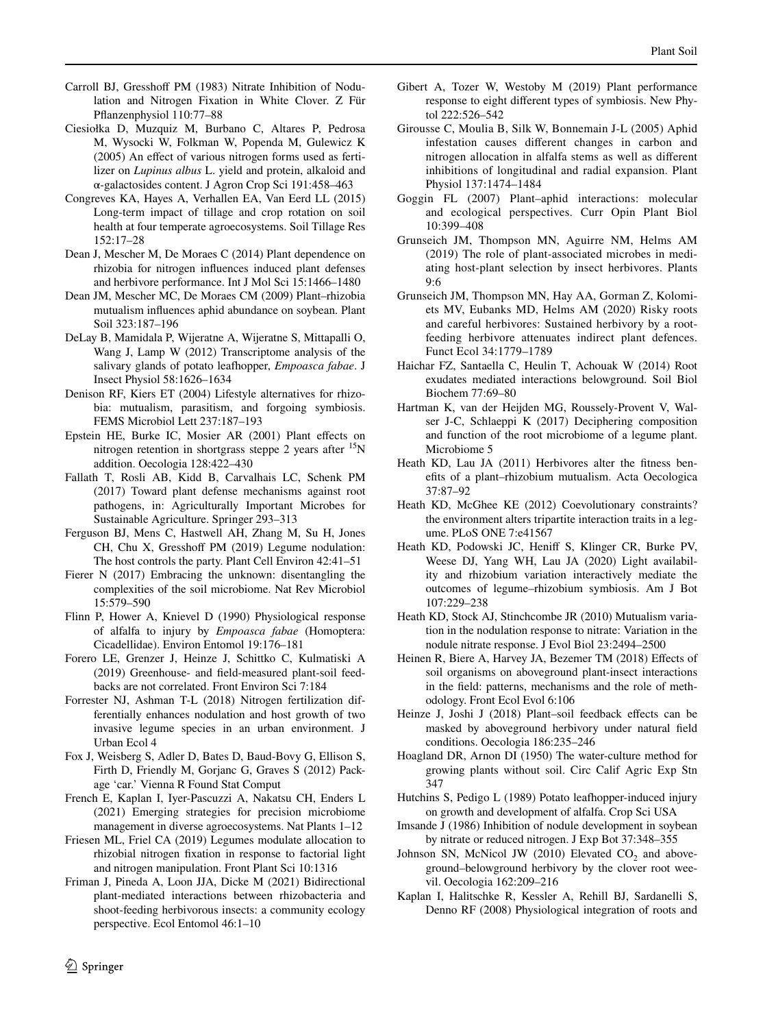Carroll BJ, Gresshoff PM (1983) Nitrate Inhibition of Nodulation and Nitrogen Fixation in White Clover. Z Für Pflanzenphysiol 110:77–88

Ciesiołka D, Muzquiz M, Burbano C, Altares P, Pedrosa M, Wysocki W, Folkman W, Popenda M, Gulewicz K (2005) An effect of various nitrogen forms used as fertilizer on *Lupinus albus* L. yield and protein, alkaloid and α-galactosides content. J Agron Crop Sci 191:458–463

Congreves KA, Hayes A, Verhallen EA, Van Eerd LL (2015) Long-term impact of tillage and crop rotation on soil health at four temperate agroecosystems. Soil Tillage Res 152:17–28

Dean J, Mescher M, De Moraes C (2014) Plant dependence on rhizobia for nitrogen influences induced plant defenses and herbivore performance. Int J Mol Sci 15:1466–1480

Dean JM, Mescher MC, De Moraes CM (2009) Plant–rhizobia mutualism influences aphid abundance on soybean. Plant Soil 323:187–196

DeLay B, Mamidala P, Wijeratne A, Wijeratne S, Mittapalli O, Wang J, Lamp W (2012) Transcriptome analysis of the salivary glands of potato leafhopper, *Empoasca fabae*. J Insect Physiol 58:1626–1634

Denison RF, Kiers ET (2004) Lifestyle alternatives for rhizobia: mutualism, parasitism, and forgoing symbiosis. FEMS Microbiol Lett 237:187–193

Epstein HE, Burke IC, Mosier AR (2001) Plant effects on nitrogen retention in shortgrass steppe 2 years after $^{15}N$ addition. Oecologia 128:422–430

Fallath T, Rosli AB, Kidd B, Carvalhais LC, Schenk PM (2017) Toward plant defense mechanisms against root pathogens, in: Agriculturally Important Microbes for Sustainable Agriculture. Springer 293–313

Ferguson BJ, Mens C, Hastwell AH, Zhang M, Su H, Jones CH, Chu X, Gresshoff PM (2019) Legume nodulation: The host controls the party. Plant Cell Environ 42:41–51

Fierer N (2017) Embracing the unknown: disentangling the complexities of the soil microbiome. Nat Rev Microbiol 15:579–590

Flinn P, Hower A, Knievel D (1990) Physiological response of alfalfa to injury by *Empoasca fabae* (Homoptera: Cicadellidae). Environ Entomol 19:176–181

Forero LE, Grenzer J, Heinze J, Schittko C, Kulmatiski A (2019) Greenhouse- and field-measured plant-soil feedbacks are not correlated. Front Environ Sci 7:184

Forrester NJ, Ashman T-L (2018) Nitrogen fertilization differentially enhances nodulation and host growth of two invasive legume species in an urban environment. J Urban Ecol 4

Fox J, Weisberg S, Adler D, Bates D, Baud-Bovy G, Ellison S, Firth D, Friendly M, Gorjanc G, Graves S (2012) Package 'car.' Vienna R Found Stat Comput

French E, Kaplan I, Iyer-Pascuzzi A, Nakatsu CH, Enders L (2021) Emerging strategies for precision microbiome management in diverse agroecosystems. Nat Plants 1–12

Friesen ML, Friel CA (2019) Legumes modulate allocation to rhizobial nitrogen fixation in response to factorial light and nitrogen manipulation. Front Plant Sci 10:1316

Friman J, Pineda A, Loon JJA, Dicke M (2021) Bidirectional plant-mediated interactions between rhizobacteria and shoot-feeding herbivorous insects: a community ecology perspective. Ecol Entomol 46:1–10

Gibert A, Tozer W, Westoby M (2019) Plant performance response to eight different types of symbiosis. New Phytol 222:526–542

Girousse C, Moulia B, Silk W, Bonnemain J-L (2005) Aphid infestation causes different changes in carbon and nitrogen allocation in alfalfa stems as well as different inhibitions of longitudinal and radial expansion. Plant Physiol 137:1474–1484

Goggin FL (2007) Plant–aphid interactions: molecular and ecological perspectives. Curr Opin Plant Biol 10:399–408

Grunseich JM, Thompson MN, Aguirre NM, Helms AM (2019) The role of plant-associated microbes in mediating host-plant selection by insect herbivores. Plants 9:6

Grunseich JM, Thompson MN, Hay AA, Gorman Z, Kolomiets MV, Eubanks MD, Helms AM (2020) Risky roots and careful herbivores: Sustained herbivory by a root-feeding herbivore attenuates indirect plant defences. Funct Ecol 34:1779–1789

Haichar FZ, Santaella C, Heulin T, Achouak W (2014) Root exudates mediated interactions belowground. Soil Biol Biochem 77:69–80

Hartman K, van der Heijden MG, Roussely-Provent V, Walser J-C, Schlaeppi K (2017) Deciphering composition and function of the root microbiome of a legume plant. Microbiome 5

Heath KD, Lau JA (2011) Herbivores alter the fitness benefits of a plant–rhizobium mutualism. Acta Oecologica 37:87–92

Heath KD, McGhee KE (2012) Coevolutionary constraints? the environment alters tripartite interaction traits in a legume. PLoS ONE 7:e41567

Heath KD, Podowski JC, Heniff S, Klinger CR, Burke PV, Weese DJ, Yang WH, Lau JA (2020) Light availability and rhizobium variation interactively mediate the outcomes of legume–rhizobium symbiosis. Am J Bot 107:229–238

Heath KD, Stock AJ, Stinchcombe JR (2010) Mutualism variation in the nodulation response to nitrate: Variation in the nodule nitrate response. J Evol Biol 23:2494–2500

Heinen R, Biere A, Harvey JA, Bezemer TM (2018) Effects of soil organisms on aboveground plant-insect interactions in the field: patterns, mechanisms and the role of methodology. Front Ecol Evol 6:106

Heinze J, Joshi J (2018) Plant–soil feedback effects can be masked by aboveground herbivory under natural field conditions. Oecologia 186:235–246

Hoagland DR, Arnon DI (1950) The water-culture method for growing plants without soil. Circ Calif Agric Exp Stn 347

Hutchins S, Pedigo L (1989) Potato leafhopper-induced injury on growth and development of alfalfa. Crop Sci USA

Imsande J (1986) Inhibition of nodule development in soybean by nitrate or reduced nitrogen. J Exp Bot 37:348–355

Johnson SN, McNicol JW (2010) Elevated $CO_2$ and aboveground–belowground herbivory by the clover root weevil. Oecologia 162:209–216

Kaplan I, Halitschke R, Kessler A, Rehill BJ, Sardanelli S, Denno RF (2008) Physiological integration of roots and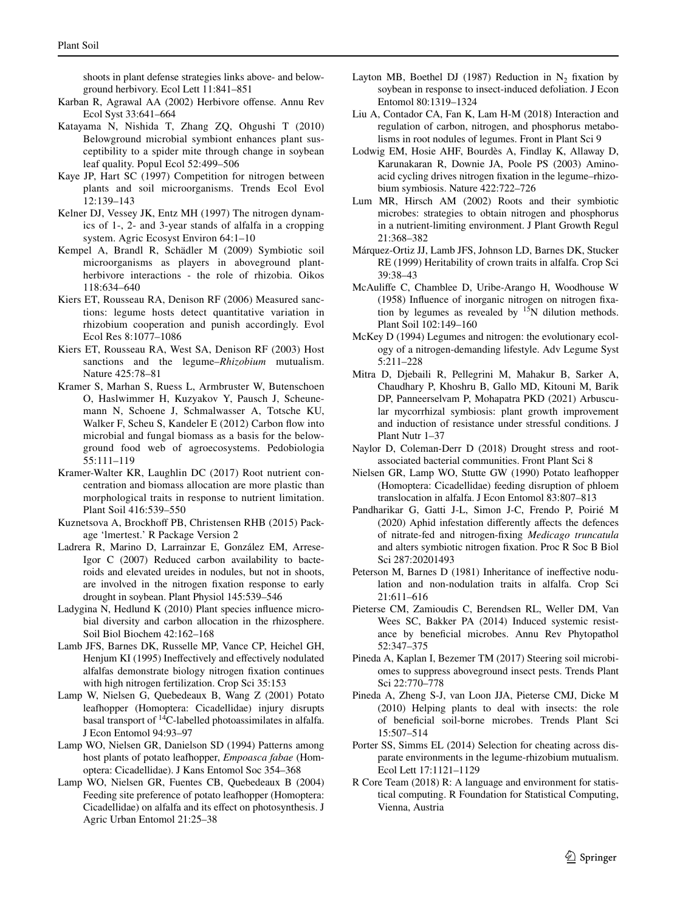shoots in plant defense strategies links above- and belowground herbivory. Ecol Lett 11:841–851

Karban R, Agrawal AA (2002) Herbivore offense. Annu Rev Ecol Syst 33:641–664

Katayama N, Nishida T, Zhang ZQ, Ohgushi T (2010) Belowground microbial symbiont enhances plant susceptibility to a spider mite through change in soybean leaf quality. Popul Ecol 52:499–506

Kaye JP, Hart SC (1997) Competition for nitrogen between plants and soil microorganisms. Trends Ecol Evol 12:139–143

Kelner DJ, Vessey JK, Entz MH (1997) The nitrogen dynamics of 1-, 2- and 3-year stands of alfalfa in a cropping system. Agric Ecosyst Environ 64:1–10

Kempel A, Brandl R, Schädler M (2009) Symbiotic soil microorganisms as players in aboveground plant-herbivore interactions - the role of rhizobia. Oikos 118:634–640

Kiers ET, Rousseau RA, Denison RF (2006) Measured sanctions: legume hosts detect quantitative variation in rhizobium cooperation and punish accordingly. Evol Ecol Res 8:1077–1086

Kiers ET, Rousseau RA, West SA, Denison RF (2003) Host sanctions and the legume–*Rhizobium* mutualism. Nature 425:78–81

Kramer S, Marhan S, Ruess L, Armbruster W, Butenschoen O, Haslwimmer H, Kuzyakov Y, Pausch J, Scheunemann N, Schoene J, Schmalwasser A, Totsche KU, Walker F, Scheu S, Kandeler E (2012) Carbon flow into microbial and fungal biomass as a basis for the belowground food web of agroecosystems. Pedobiologia 55:111–119

Kramer-Walter KR, Laughlin DC (2017) Root nutrient concentration and biomass allocation are more plastic than morphological traits in response to nutrient limitation. Plant Soil 416:539–550

Kuznetsova A, Brockhoff PB, Christensen RHB (2015) Package 'lmertest.' R Package Version 2

Ladrera R, Marino D, Larrainzar E, González EM, Arrese-Igor C (2007) Reduced carbon availability to bacteroids and elevated ureides in nodules, but not in shoots, are involved in the nitrogen fixation response to early drought in soybean. Plant Physiol 145:539–546

Ladygina N, Hedlund K (2010) Plant species influence microbial diversity and carbon allocation in the rhizosphere. Soil Biol Biochem 42:162–168

Lamb JFS, Barnes DK, Russelle MP, Vance CP, Heichel GH, Henjum KI (1995) Ineffectively and effectively nodulated alfalfas demonstrate biology nitrogen fixation continues with high nitrogen fertilization. Crop Sci 35:153

Lamp W, Nielsen G, Quebedeaux B, Wang Z (2001) Potato leafhopper (Homoptera: Cicadellidae) injury disrupts basal transport of $^{14}C$-labelled photoassimilates in alfalfa. J Econ Entomol 94:93–97

Lamp WO, Nielsen GR, Danielson SD (1994) Patterns among host plants of potato leafhopper, *Empoasca fabae* (Homoptera: Cicadellidae). J Kans Entomol Soc 354–368

Lamp WO, Nielsen GR, Fuentes CB, Quebedeaux B (2004) Feeding site preference of potato leafhopper (Homoptera: Cicadellidae) on alfalfa and its effect on photosynthesis. J Agric Urban Entomol 21:25–38

Layton MB, Boethel DJ (1987) Reduction in $N_2$ fixation by soybean in response to insect-induced defoliation. J Econ Entomol 80:1319–1324

Liu A, Contador CA, Fan K, Lam H-M (2018) Interaction and regulation of carbon, nitrogen, and phosphorus metabolisms in root nodules of legumes. Front in Plant Sci 9

Lodwig EM, Hosie AHF, Bourdès A, Findlay K, Allaway D, Karunakaran R, Downie JA, Poole PS (2003) Amino-acid cycling drives nitrogen fixation in the legume–rhizobium symbiosis. Nature 422:722–726

Lum MR, Hirsch AM (2002) Roots and their symbiotic microbes: strategies to obtain nitrogen and phosphorus in a nutrient-limiting environment. J Plant Growth Regul 21:368–382

Márquez-Ortiz JJ, Lamb JFS, Johnson LD, Barnes DK, Stucker RE (1999) Heritability of crown traits in alfalfa. Crop Sci 39:38–43

McAuliffe C, Chamblee D, Uribe-Arango H, Woodhouse W (1958) Influence of inorganic nitrogen on nitrogen fixation by legumes as revealed by $^{15}N$ dilution methods. Plant Soil 102:149–160

McKey D (1994) Legumes and nitrogen: the evolutionary ecology of a nitrogen-demanding lifestyle. Adv Legume Syst 5:211–228

Mitra D, Djebaili R, Pellegrini M, Mahakur B, Sarker A, Chaudhary P, Khoshru B, Gallo MD, Kitouni M, Barik DP, Panneerselvam P, Mohapatra PKD (2021) Arbuscular mycorrhizal symbiosis: plant growth improvement and induction of resistance under stressful conditions. J Plant Nutr 1–37

Naylor D, Coleman-Derr D (2018) Drought stress and root-associated bacterial communities. Front Plant Sci 8

Nielsen GR, Lamp WO, Stutte GW (1990) Potato leafhopper (Homoptera: Cicadellidae) feeding disruption of phloem translocation in alfalfa. J Econ Entomol 83:807–813

Pandharikar G, Gatti J-L, Simon J-C, Frendo P, Poirié M (2020) Aphid infestation differently affects the defences of nitrate-fed and nitrogen-fixing *Medicago truncatula* and alters symbiotic nitrogen fixation. Proc R Soc B Biol Sci 287:20201493

Peterson M, Barnes D (1981) Inheritance of ineffective nodulation and non-nodulation traits in alfalfa. Crop Sci 21:611–616

Pieterse CM, Zamioudis C, Berendsen RL, Weller DM, Van Wees SC, Bakker PA (2014) Induced systemic resistance by beneficial microbes. Annu Rev Phytopathol 52:347–375

Pineda A, Kaplan I, Bezemer TM (2017) Steering soil microbiomes to suppress aboveground insect pests. Trends Plant Sci 22:770–778

Pineda A, Zheng S-J, van Loon JJA, Pieterse CMJ, Dicke M (2010) Helping plants to deal with insects: the role of beneficial soil-borne microbes. Trends Plant Sci 15:507–514

Porter SS, Simms EL (2014) Selection for cheating across disparate environments in the legume-rhizobium mutualism. Ecol Lett 17:1121–1129

R Core Team (2018) R: A language and environment for statistical computing. R Foundation for Statistical Computing, Vienna, Austria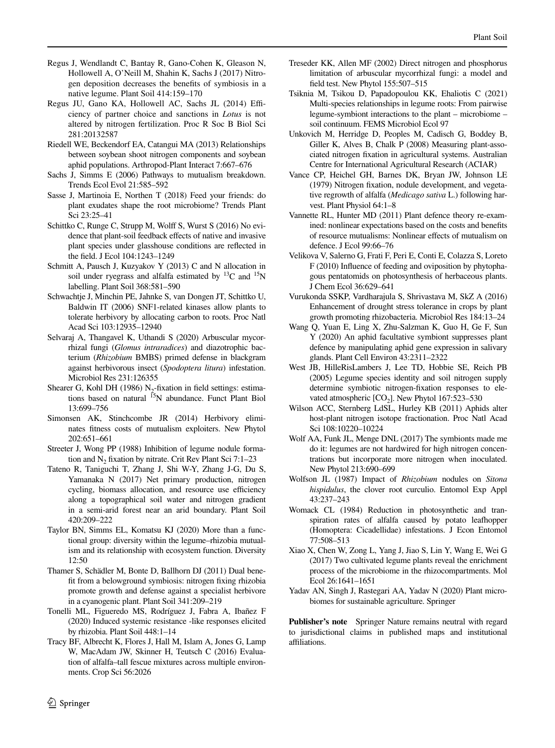Regus J, Wendlandt C, Bantay R, Gano-Cohen K, Gleason N, Hollowell A, O'Neill M, Shahin K, Sachs J (2017) Nitrogen deposition decreases the benefits of symbiosis in a native legume. Plant Soil 414:159–170

Regus JU, Gano KA, Hollowell AC, Sachs JL (2014) Efficiency of partner choice and sanctions in *Lotus* is not altered by nitrogen fertilization. Proc R Soc B Biol Sci 281:20132587

Riedell WE, Beckendorf EA, Catangui MA (2013) Relationships between soybean shoot nitrogen components and soybean aphid populations. Arthropod-Plant Interact 7:667–676

Sachs J, Simms E (2006) Pathways to mutualism breakdown. Trends Ecol Evol 21:585–592

Sasse J, Martinoia E, Northen T (2018) Feed your friends: do plant exudates shape the root microbiome? Trends Plant Sci 23:25–41

Schittko C, Runge C, Strupp M, Wolff S, Wurst S (2016) No evidence that plant-soil feedback effects of native and invasive plant species under glasshouse conditions are reflected in the field. J Ecol 104:1243–1249

Schmitt A, Pausch J, Kuzyakov Y (2013) C and N allocation in soil under ryegrass and alfalfa estimated by $^{13}C$ and $^{15}N$ labelling. Plant Soil 368:581–590

Schwachtje J, Minchin PE, Jahnke S, van Dongen JT, Schittko U, Baldwin IT (2006) SNF1-related kinases allow plants to tolerate herbivory by allocating carbon to roots. Proc Natl Acad Sci 103:12935–12940

Selvaraj A, Thangavel K, Uthandi S (2020) Arbuscular mycorrhizal fungi (*Glomus intraradices*) and diazotrophic bacterium (*Rhizobium* BMBS) primed defense in blackgram against herbivorous insect (*Spodoptera litura*) infestation. Microbiol Res 231:126355

Shearer G, Kohl DH (1986) $N_2$-fixation in field settings: estimations based on natural $^{15}N$ abundance. Funct Plant Biol 13:699–756

Simonsen AK, Stinchcombe JR (2014) Herbivory eliminates fitness costs of mutualism exploiters. New Phytol 202:651–661

Streeter J, Wong PP (1988) Inhibition of legume nodule formation and $N_2$ fixation by nitrate. Crit Rev Plant Sci 7:1–23

Tateno R, Taniguchi T, Zhang J, Shi W-Y, Zhang J-G, Du S, Yamanaka N (2017) Net primary production, nitrogen cycling, biomass allocation, and resource use efficiency along a topographical soil water and nitrogen gradient in a semi-arid forest near an arid boundary. Plant Soil 420:209–222

Taylor BN, Simms EL, Komatsu KJ (2020) More than a functional group: diversity within the legume–rhizobia mutualism and its relationship with ecosystem function. Diversity 12:50

Thamer S, Schädler M, Bonte D, Ballhorn DJ (2011) Dual benefit from a belowground symbiosis: nitrogen fixing rhizobia promote growth and defense against a specialist herbivore in a cyanogenic plant. Plant Soil 341:209–219

Tonelli ML, Figueredo MS, Rodríguez J, Fabra A, Ibañez F (2020) Induced systemic resistance -like responses elicited by rhizobia. Plant Soil 448:1–14

Tracy BF, Albrecht K, Flores J, Hall M, Islam A, Jones G, Lamp W, MacAdam JW, Skinner H, Teutsch C (2016) Evaluation of alfalfa–tall fescue mixtures across multiple environments. Crop Sci 56:2026

Treseder KK, Allen MF (2002) Direct nitrogen and phosphorus limitation of arbuscular mycorrhizal fungi: a model and field test. New Phytol 155:507–515

Tsiknia M, Tsikou D, Papadopoulou KK, Ehaliotis C (2021) Multi-species relationships in legume roots: From pairwise legume-symbiont interactions to the plant – microbiome – soil continuum. FEMS Microbiol Ecol 97

Unkovich M, Herridge D, Peoples M, Cadisch G, Boddey B, Giller K, Alves B, Chalk P (2008) Measuring plant-associated nitrogen fixation in agricultural systems. Australian Centre for International Agricultural Research (ACIAR)

Vance CP, Heichel GH, Barnes DK, Bryan JW, Johnson LE (1979) Nitrogen fixation, nodule development, and vegetative regrowth of alfalfa (*Medicago sativa* L.) following harvest. Plant Physiol 64:1–8

Vannette RL, Hunter MD (2011) Plant defence theory re-examined: nonlinear expectations based on the costs and benefits of resource mutualisms: Nonlinear effects of mutualism on defence. J Ecol 99:66–76

Velikova V, Salerno G, Frati F, Peri E, Conti E, Colazza S, Loreto F (2010) Influence of feeding and oviposition by phytophagous pentatomids on photosynthesis of herbaceous plants. J Chem Ecol 36:629–641

Vurukonda SSKP, Vardharajula S, Shrivastava M, SkZ A (2016) Enhancement of drought stress tolerance in crops by plant growth promoting rhizobacteria. Microbiol Res 184:13–24

Wang Q, Yuan E, Ling X, Zhu-Salzman K, Guo H, Ge F, Sun Y (2020) An aphid facultative symbiont suppresses plant defence by manipulating aphid gene expression in salivary glands. Plant Cell Environ 43:2311–2322

West JB, HilleRisLambers J, Lee TD, Hobbie SE, Reich PB (2005) Legume species identity and soil nitrogen supply determine symbiotic nitrogen-fixation responses to elevated atmospheric [$CO_2$]. New Phytol 167:523–530

Wilson ACC, Sternberg LdSL, Hurley KB (2011) Aphids alter host-plant nitrogen isotope fractionation. Proc Natl Acad Sci 108:10220–10224

Wolf AA, Funk JL, Menge DNL (2017) The symbionts made me do it: legumes are not hardwired for high nitrogen concentrations but incorporate more nitrogen when inoculated. New Phytol 213:690–699

Wolfson JL (1987) Impact of *Rhizobium* nodules on *Sitona hispidulus*, the clover root curculio. Entomol Exp Appl 43:237–243

Womack CL (1984) Reduction in photosynthetic and transpiration rates of alfalfa caused by potato leafhopper (Homoptera: Cicadellidae) infestations. J Econ Entomol 77:508–513

Xiao X, Chen W, Zong L, Yang J, Jiao S, Lin Y, Wang E, Wei G (2017) Two cultivated legume plants reveal the enrichment process of the microbiome in the rhizocompartments. Mol Ecol 26:1641–1651

Yadav AN, Singh J, Rastegari AA, Yadav N (2020) Plant microbiomes for sustainable agriculture. Springer

**Publisher's note** Springer Nature remains neutral with regard to jurisdictional claims in published maps and institutional affiliations.